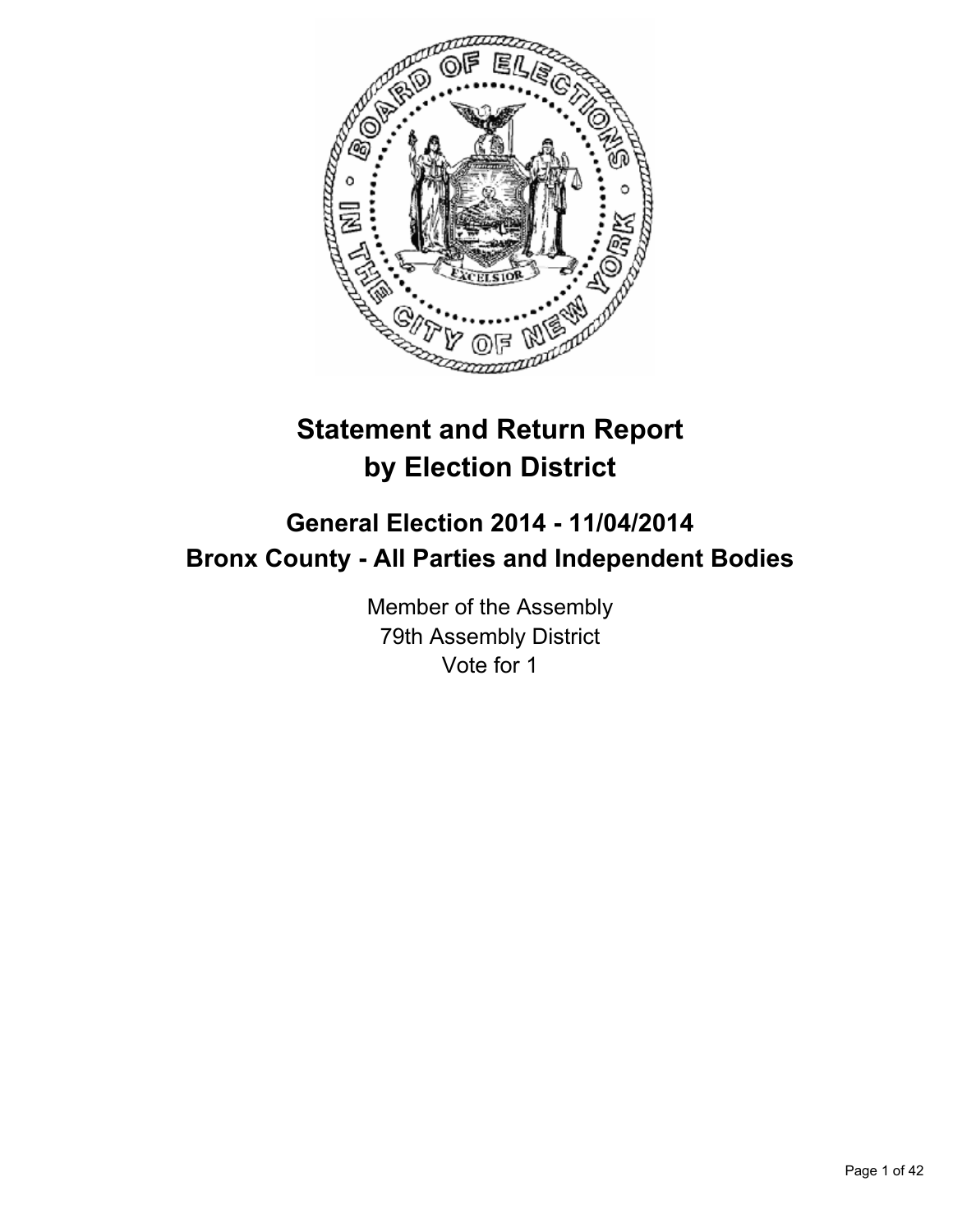# Statement and Return Report by Election District

## General Election 2014 - 11/04/2014
## Bronx County - All Parties and Independent Bodies

Member of the Assembly
79th Assembly District
Vote for 1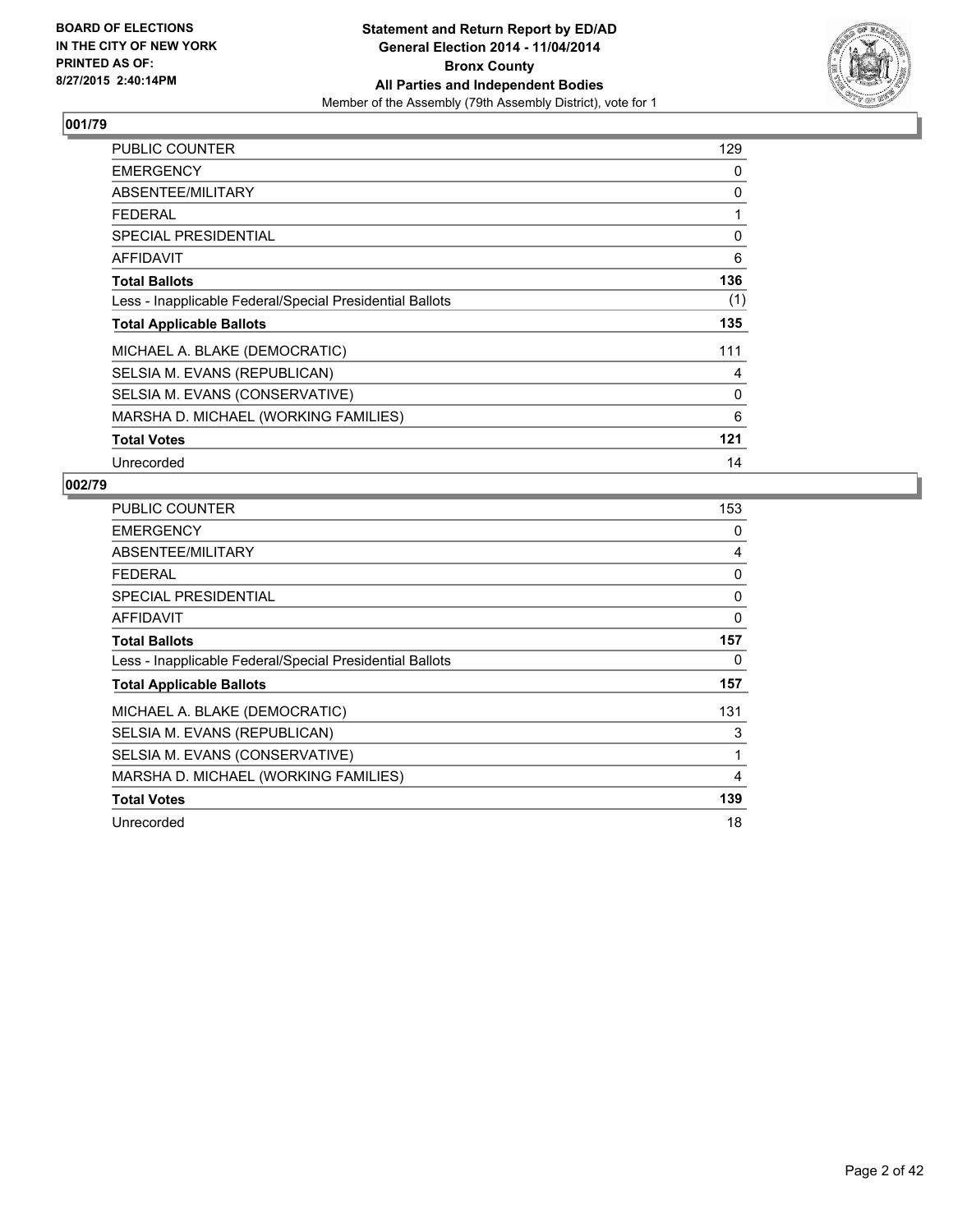BOARD OF ELECTIONS
IN THE CITY OF NEW YORK
PRINTED AS OF:
8/27/2015 2:40:14PM

**Statement and Return Report by ED/AD**
**General Election 2014 - 11/04/2014**
**Bronx County**
**All Parties and Independent Bodies**
Member of the Assembly (79th Assembly District), vote for 1

## 001/79

| | |
|---|---|
| PUBLIC COUNTER | 129 |
| EMERGENCY | 0 |
| ABSENTEE/MILITARY | 0 |
| FEDERAL | 1 |
| SPECIAL PRESIDENTIAL | 0 |
| AFFIDAVIT | 6 |
| **Total Ballots** | **136** |
| Less - Inapplicable Federal/Special Presidential Ballots | (1) |
| **Total Applicable Ballots** | **135** |
| MICHAEL A. BLAKE (DEMOCRATIC) | 111 |
| SELSIA M. EVANS (REPUBLICAN) | 4 |
| SELSIA M. EVANS (CONSERVATIVE) | 0 |
| MARSHA D. MICHAEL (WORKING FAMILIES) | 6 |
| **Total Votes** | **121** |
| Unrecorded | 14 |

## 002/79

| | |
|---|---|
| PUBLIC COUNTER | 153 |
| EMERGENCY | 0 |
| ABSENTEE/MILITARY | 4 |
| FEDERAL | 0 |
| SPECIAL PRESIDENTIAL | 0 |
| AFFIDAVIT | 0 |
| **Total Ballots** | **157** |
| Less - Inapplicable Federal/Special Presidential Ballots | 0 |
| **Total Applicable Ballots** | **157** |
| MICHAEL A. BLAKE (DEMOCRATIC) | 131 |
| SELSIA M. EVANS (REPUBLICAN) | 3 |
| SELSIA M. EVANS (CONSERVATIVE) | 1 |
| MARSHA D. MICHAEL (WORKING FAMILIES) | 4 |
| **Total Votes** | **139** |
| Unrecorded | 18 |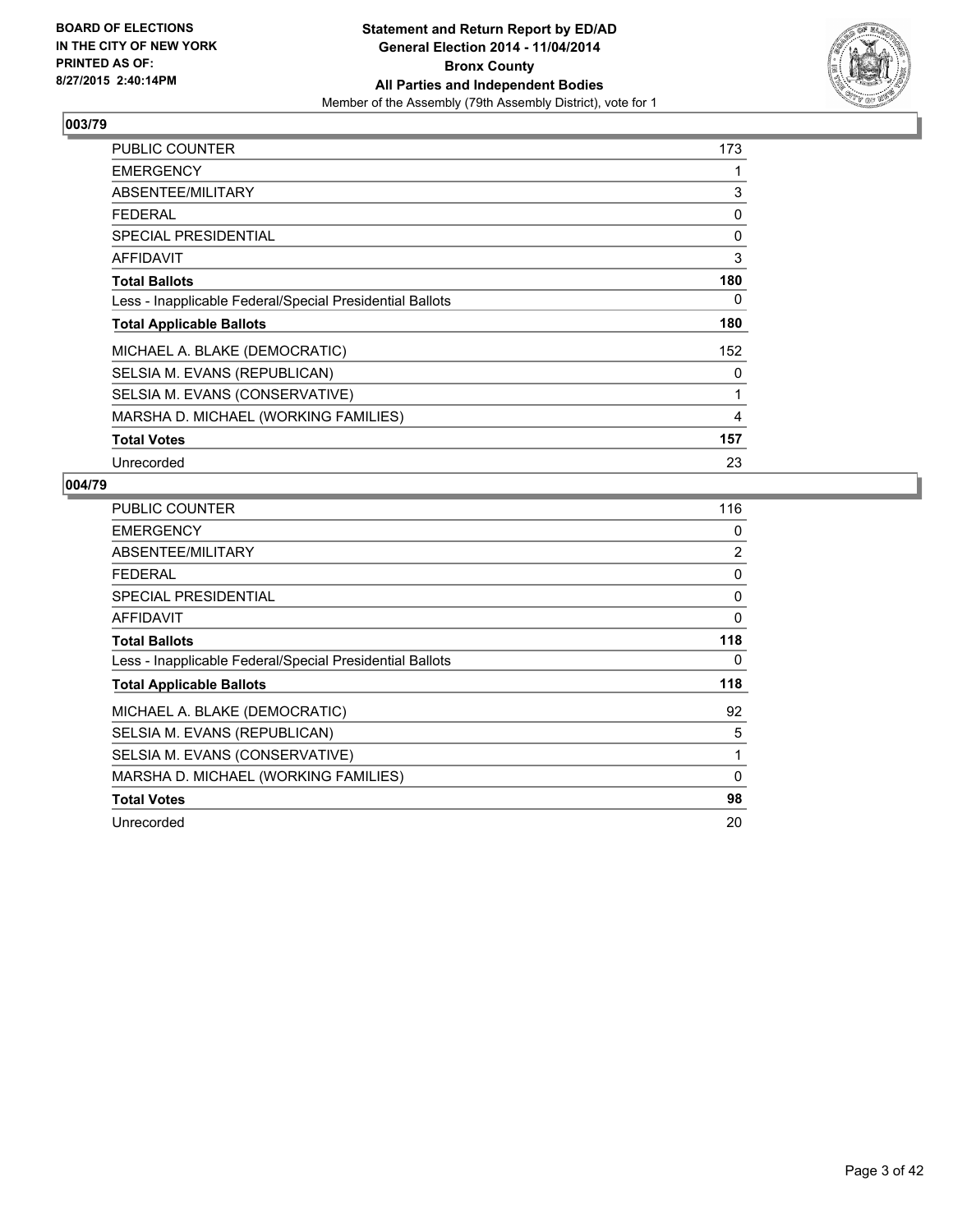BOARD OF ELECTIONS
IN THE CITY OF NEW YORK
PRINTED AS OF:
8/27/2015 2:40:14PM

**Statement and Return Report by ED/AD**
**General Election 2014 - 11/04/2014**
**Bronx County**
**All Parties and Independent Bodies**
Member of the Assembly (79th Assembly District), vote for 1

## 003/79

| | |
|---|---|
| PUBLIC COUNTER | 173 |
| EMERGENCY | 1 |
| ABSENTEE/MILITARY | 3 |
| FEDERAL | 0 |
| SPECIAL PRESIDENTIAL | 0 |
| AFFIDAVIT | 3 |
| **Total Ballots** | **180** |
| Less - Inapplicable Federal/Special Presidential Ballots | 0 |
| **Total Applicable Ballots** | **180** |
| MICHAEL A. BLAKE (DEMOCRATIC) | 152 |
| SELSIA M. EVANS (REPUBLICAN) | 0 |
| SELSIA M. EVANS (CONSERVATIVE) | 1 |
| MARSHA D. MICHAEL (WORKING FAMILIES) | 4 |
| **Total Votes** | **157** |
| Unrecorded | 23 |

## 004/79

| | |
|---|---|
| PUBLIC COUNTER | 116 |
| EMERGENCY | 0 |
| ABSENTEE/MILITARY | 2 |
| FEDERAL | 0 |
| SPECIAL PRESIDENTIAL | 0 |
| AFFIDAVIT | 0 |
| **Total Ballots** | **118** |
| Less - Inapplicable Federal/Special Presidential Ballots | 0 |
| **Total Applicable Ballots** | **118** |
| MICHAEL A. BLAKE (DEMOCRATIC) | 92 |
| SELSIA M. EVANS (REPUBLICAN) | 5 |
| SELSIA M. EVANS (CONSERVATIVE) | 1 |
| MARSHA D. MICHAEL (WORKING FAMILIES) | 0 |
| **Total Votes** | **98** |
| Unrecorded | 20 |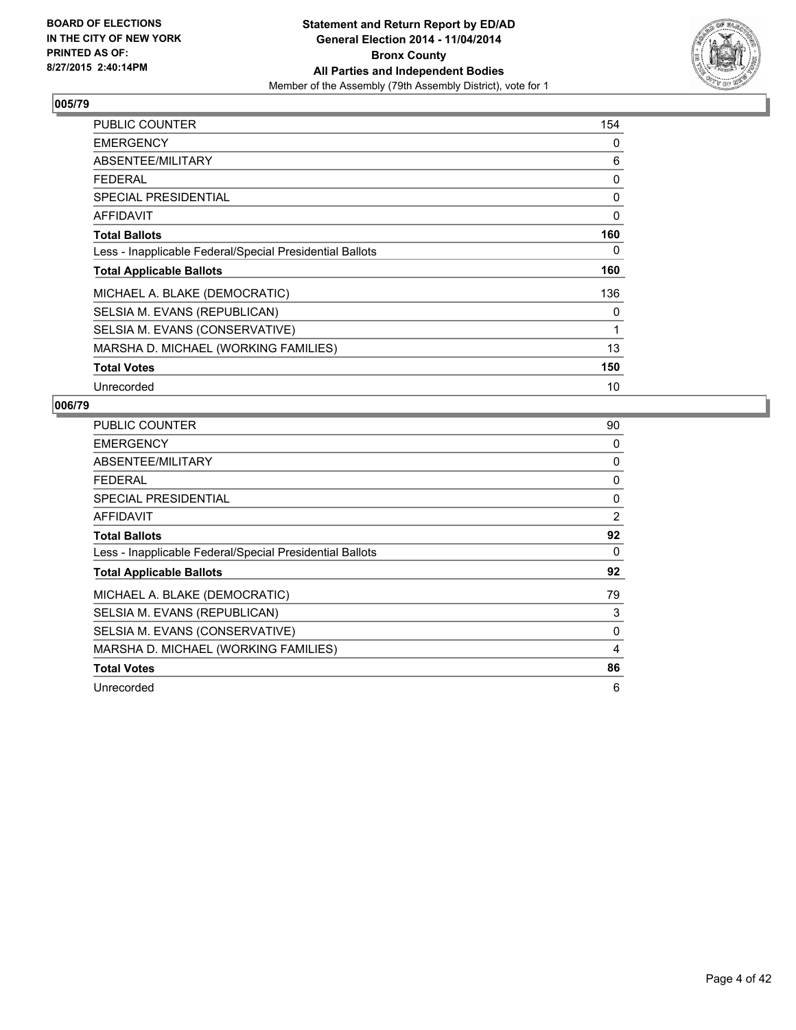**BOARD OF ELECTIONS IN THE CITY OF NEW YORK PRINTED AS OF: 8/27/2015 2:40:14PM**

**Statement and Return Report by ED/AD General Election 2014 - 11/04/2014 Bronx County All Parties and Independent Bodies**

Member of the Assembly (79th Assembly District), vote for 1

## 005/79

| | |
|---|---|
| PUBLIC COUNTER | 154 |
| EMERGENCY | 0 |
| ABSENTEE/MILITARY | 6 |
| FEDERAL | 0 |
| SPECIAL PRESIDENTIAL | 0 |
| AFFIDAVIT | 0 |
| **Total Ballots** | **160** |
| Less - Inapplicable Federal/Special Presidential Ballots | 0 |
| **Total Applicable Ballots** | **160** |
| MICHAEL A. BLAKE (DEMOCRATIC) | 136 |
| SELSIA M. EVANS (REPUBLICAN) | 0 |
| SELSIA M. EVANS (CONSERVATIVE) | 1 |
| MARSHA D. MICHAEL (WORKING FAMILIES) | 13 |
| **Total Votes** | **150** |
| Unrecorded | 10 |

## 006/79

| | |
|---|---|
| PUBLIC COUNTER | 90 |
| EMERGENCY | 0 |
| ABSENTEE/MILITARY | 0 |
| FEDERAL | 0 |
| SPECIAL PRESIDENTIAL | 0 |
| AFFIDAVIT | 2 |
| **Total Ballots** | **92** |
| Less - Inapplicable Federal/Special Presidential Ballots | 0 |
| **Total Applicable Ballots** | **92** |
| MICHAEL A. BLAKE (DEMOCRATIC) | 79 |
| SELSIA M. EVANS (REPUBLICAN) | 3 |
| SELSIA M. EVANS (CONSERVATIVE) | 0 |
| MARSHA D. MICHAEL (WORKING FAMILIES) | 4 |
| **Total Votes** | **86** |
| Unrecorded | 6 |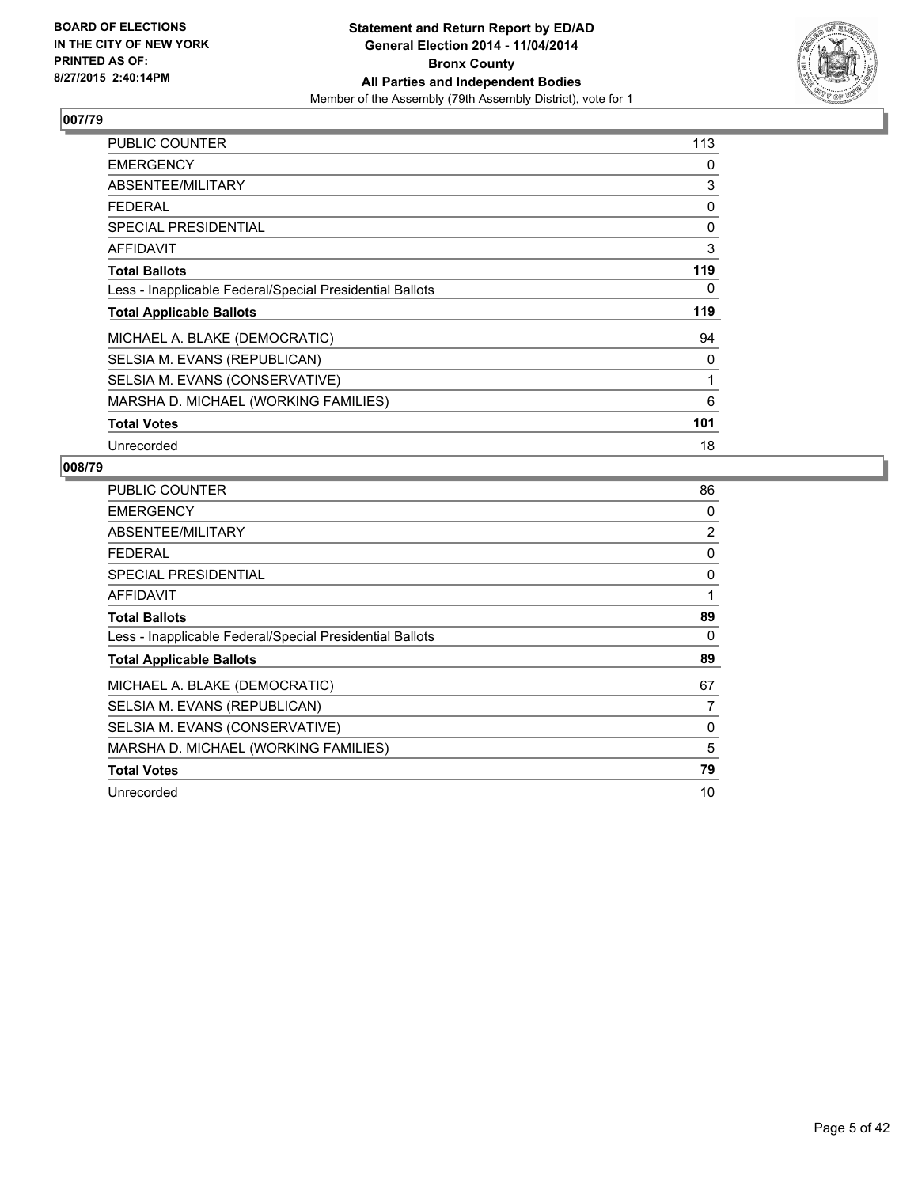**BOARD OF ELECTIONS IN THE CITY OF NEW YORK PRINTED AS OF: 8/27/2015 2:40:14PM**

**Statement and Return Report by ED/AD General Election 2014 - 11/04/2014 Bronx County All Parties and Independent Bodies**

Member of the Assembly (79th Assembly District), vote for 1

## 007/79

| | |
|---|---|
| PUBLIC COUNTER | 113 |
| EMERGENCY | 0 |
| ABSENTEE/MILITARY | 3 |
| FEDERAL | 0 |
| SPECIAL PRESIDENTIAL | 0 |
| AFFIDAVIT | 3 |
| **Total Ballots** | **119** |
| Less - Inapplicable Federal/Special Presidential Ballots | 0 |
| **Total Applicable Ballots** | **119** |
| MICHAEL A. BLAKE (DEMOCRATIC) | 94 |
| SELSIA M. EVANS (REPUBLICAN) | 0 |
| SELSIA M. EVANS (CONSERVATIVE) | 1 |
| MARSHA D. MICHAEL (WORKING FAMILIES) | 6 |
| **Total Votes** | **101** |
| Unrecorded | 18 |

## 008/79

| | |
|---|---|
| PUBLIC COUNTER | 86 |
| EMERGENCY | 0 |
| ABSENTEE/MILITARY | 2 |
| FEDERAL | 0 |
| SPECIAL PRESIDENTIAL | 0 |
| AFFIDAVIT | 1 |
| **Total Ballots** | **89** |
| Less - Inapplicable Federal/Special Presidential Ballots | 0 |
| **Total Applicable Ballots** | **89** |
| MICHAEL A. BLAKE (DEMOCRATIC) | 67 |
| SELSIA M. EVANS (REPUBLICAN) | 7 |
| SELSIA M. EVANS (CONSERVATIVE) | 0 |
| MARSHA D. MICHAEL (WORKING FAMILIES) | 5 |
| **Total Votes** | **79** |
| Unrecorded | 10 |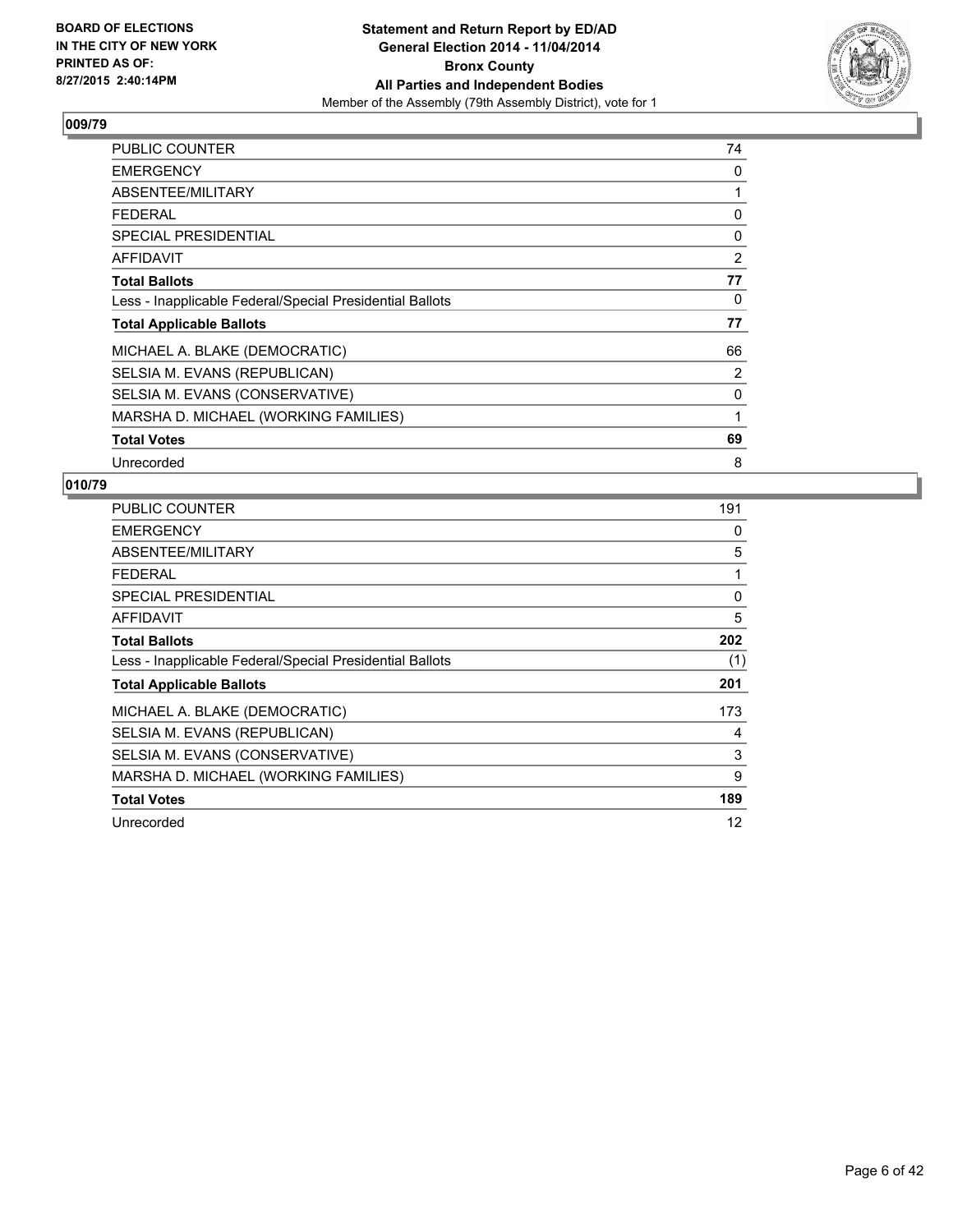**BOARD OF ELECTIONS IN THE CITY OF NEW YORK PRINTED AS OF: 8/27/2015 2:40:14PM**

**Statement and Return Report by ED/AD General Election 2014 - 11/04/2014 Bronx County All Parties and Independent Bodies**
Member of the Assembly (79th Assembly District), vote for 1

## 009/79

| | |
|---|---|
| PUBLIC COUNTER | 74 |
| EMERGENCY | 0 |
| ABSENTEE/MILITARY | 1 |
| FEDERAL | 0 |
| SPECIAL PRESIDENTIAL | 0 |
| AFFIDAVIT | 2 |
| **Total Ballots** | **77** |
| Less - Inapplicable Federal/Special Presidential Ballots | 0 |
| **Total Applicable Ballots** | **77** |
| MICHAEL A. BLAKE (DEMOCRATIC) | 66 |
| SELSIA M. EVANS (REPUBLICAN) | 2 |
| SELSIA M. EVANS (CONSERVATIVE) | 0 |
| MARSHA D. MICHAEL (WORKING FAMILIES) | 1 |
| **Total Votes** | **69** |
| Unrecorded | 8 |

## 010/79

| | |
|---|---|
| PUBLIC COUNTER | 191 |
| EMERGENCY | 0 |
| ABSENTEE/MILITARY | 5 |
| FEDERAL | 1 |
| SPECIAL PRESIDENTIAL | 0 |
| AFFIDAVIT | 5 |
| **Total Ballots** | **202** |
| Less - Inapplicable Federal/Special Presidential Ballots | (1) |
| **Total Applicable Ballots** | **201** |
| MICHAEL A. BLAKE (DEMOCRATIC) | 173 |
| SELSIA M. EVANS (REPUBLICAN) | 4 |
| SELSIA M. EVANS (CONSERVATIVE) | 3 |
| MARSHA D. MICHAEL (WORKING FAMILIES) | 9 |
| **Total Votes** | **189** |
| Unrecorded | 12 |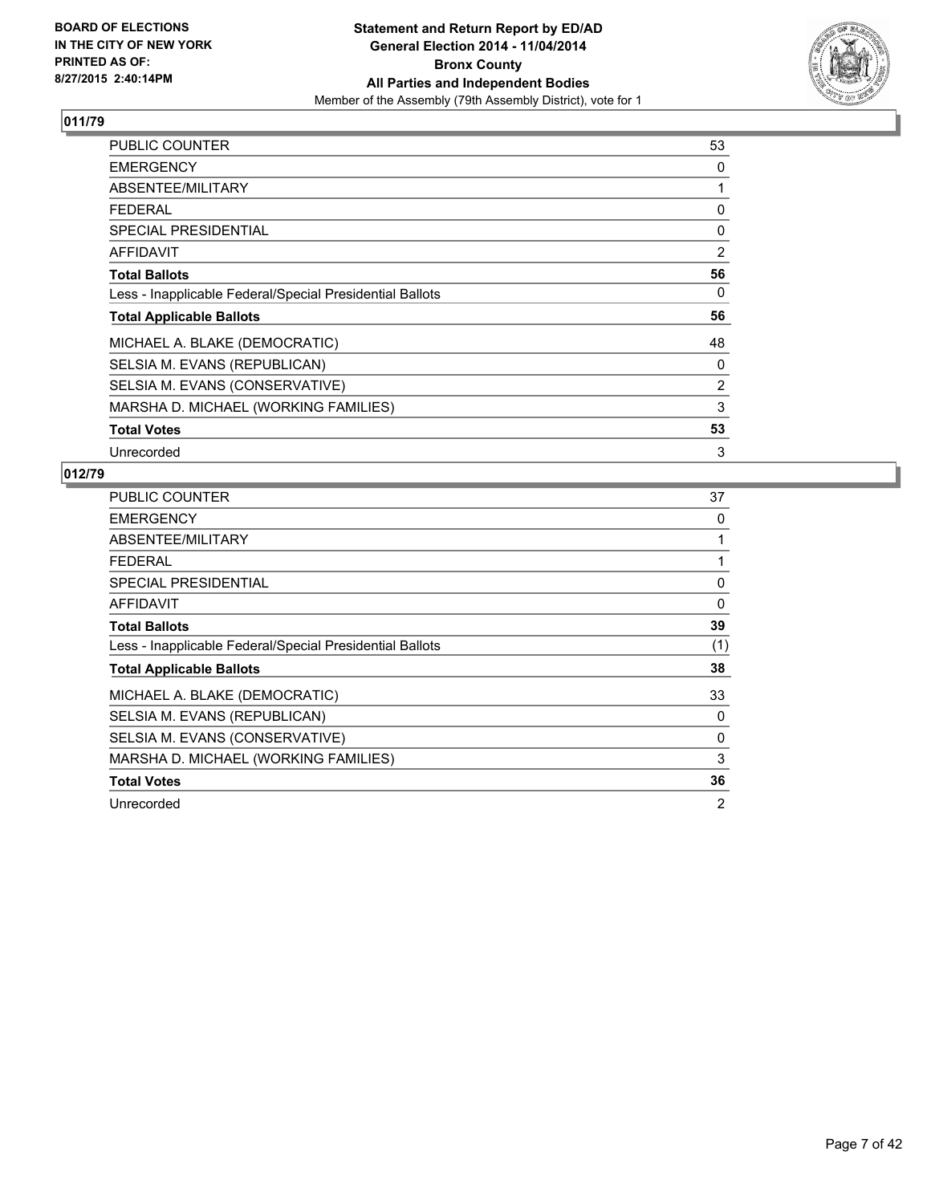**BOARD OF ELECTIONS IN THE CITY OF NEW YORK PRINTED AS OF: 8/27/2015 2:40:14PM**

**Statement and Return Report by ED/AD General Election 2014 - 11/04/2014 Bronx County All Parties and Independent Bodies**
Member of the Assembly (79th Assembly District), vote for 1

## 011/79

| | |
|---|---|
| PUBLIC COUNTER | 53 |
| EMERGENCY | 0 |
| ABSENTEE/MILITARY | 1 |
| FEDERAL | 0 |
| SPECIAL PRESIDENTIAL | 0 |
| AFFIDAVIT | 2 |
| **Total Ballots** | **56** |
| Less - Inapplicable Federal/Special Presidential Ballots | 0 |
| **Total Applicable Ballots** | **56** |
| MICHAEL A. BLAKE (DEMOCRATIC) | 48 |
| SELSIA M. EVANS (REPUBLICAN) | 0 |
| SELSIA M. EVANS (CONSERVATIVE) | 2 |
| MARSHA D. MICHAEL (WORKING FAMILIES) | 3 |
| **Total Votes** | **53** |
| Unrecorded | 3 |

## 012/79

| | |
|---|---|
| PUBLIC COUNTER | 37 |
| EMERGENCY | 0 |
| ABSENTEE/MILITARY | 1 |
| FEDERAL | 1 |
| SPECIAL PRESIDENTIAL | 0 |
| AFFIDAVIT | 0 |
| **Total Ballots** | **39** |
| Less - Inapplicable Federal/Special Presidential Ballots | (1) |
| **Total Applicable Ballots** | **38** |
| MICHAEL A. BLAKE (DEMOCRATIC) | 33 |
| SELSIA M. EVANS (REPUBLICAN) | 0 |
| SELSIA M. EVANS (CONSERVATIVE) | 0 |
| MARSHA D. MICHAEL (WORKING FAMILIES) | 3 |
| **Total Votes** | **36** |
| Unrecorded | 2 |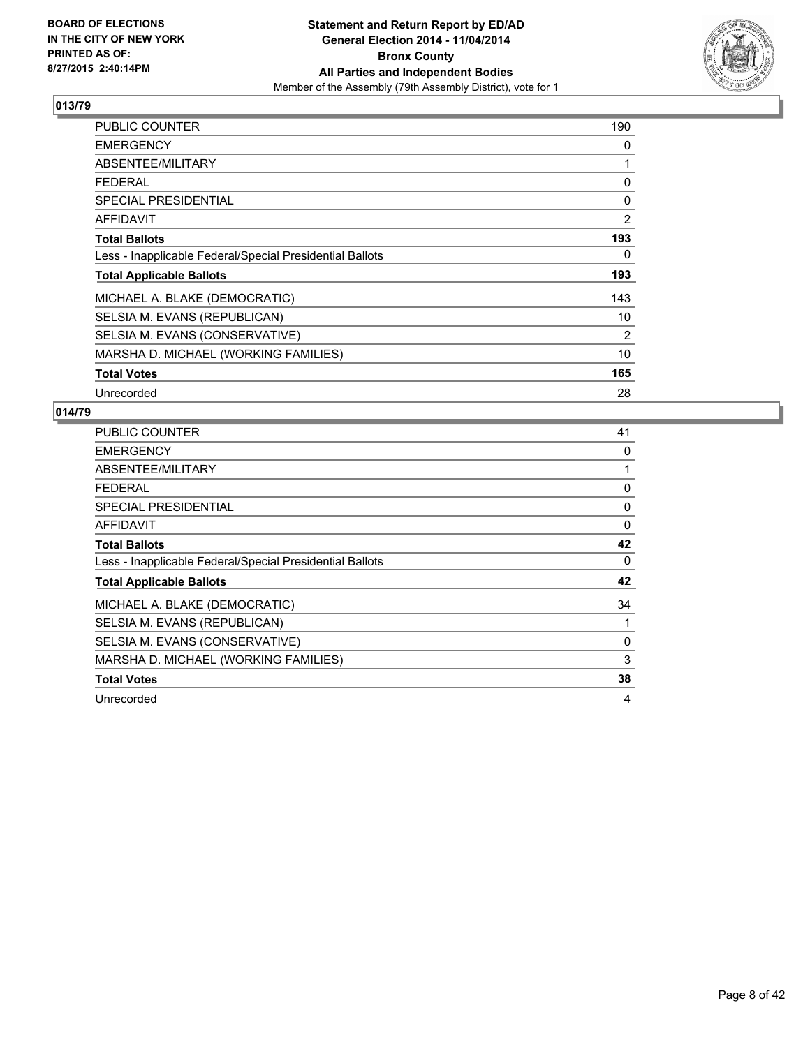BOARD OF ELECTIONS
IN THE CITY OF NEW YORK
PRINTED AS OF:
8/27/2015 2:40:14PM

**Statement and Return Report by ED/AD**
**General Election 2014 - 11/04/2014**
**Bronx County**
**All Parties and Independent Bodies**
Member of the Assembly (79th Assembly District), vote for 1

## 013/79

| | |
|---|---|
| PUBLIC COUNTER | 190 |
| EMERGENCY | 0 |
| ABSENTEE/MILITARY | 1 |
| FEDERAL | 0 |
| SPECIAL PRESIDENTIAL | 0 |
| AFFIDAVIT | 2 |
| **Total Ballots** | **193** |
| Less - Inapplicable Federal/Special Presidential Ballots | 0 |
| **Total Applicable Ballots** | **193** |
| MICHAEL A. BLAKE (DEMOCRATIC) | 143 |
| SELSIA M. EVANS (REPUBLICAN) | 10 |
| SELSIA M. EVANS (CONSERVATIVE) | 2 |
| MARSHA D. MICHAEL (WORKING FAMILIES) | 10 |
| **Total Votes** | **165** |
| Unrecorded | 28 |

## 014/79

| | |
|---|---|
| PUBLIC COUNTER | 41 |
| EMERGENCY | 0 |
| ABSENTEE/MILITARY | 1 |
| FEDERAL | 0 |
| SPECIAL PRESIDENTIAL | 0 |
| AFFIDAVIT | 0 |
| **Total Ballots** | **42** |
| Less - Inapplicable Federal/Special Presidential Ballots | 0 |
| **Total Applicable Ballots** | **42** |
| MICHAEL A. BLAKE (DEMOCRATIC) | 34 |
| SELSIA M. EVANS (REPUBLICAN) | 1 |
| SELSIA M. EVANS (CONSERVATIVE) | 0 |
| MARSHA D. MICHAEL (WORKING FAMILIES) | 3 |
| **Total Votes** | **38** |
| Unrecorded | 4 |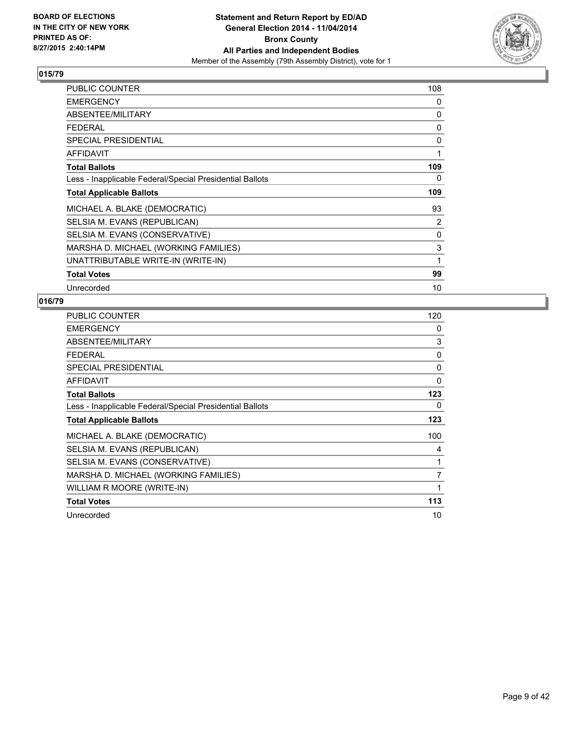**BOARD OF ELECTIONS IN THE CITY OF NEW YORK PRINTED AS OF: 8/27/2015 2:40:14PM**

**Statement and Return Report by ED/AD General Election 2014 - 11/04/2014 Bronx County All Parties and Independent Bodies**

Member of the Assembly (79th Assembly District), vote for 1

## 015/79

| | |
|---|---|
| PUBLIC COUNTER | 108 |
| EMERGENCY | 0 |
| ABSENTEE/MILITARY | 0 |
| FEDERAL | 0 |
| SPECIAL PRESIDENTIAL | 0 |
| AFFIDAVIT | 1 |
| **Total Ballots** | **109** |
| Less - Inapplicable Federal/Special Presidential Ballots | 0 |
| **Total Applicable Ballots** | **109** |
| MICHAEL A. BLAKE (DEMOCRATIC) | 93 |
| SELSIA M. EVANS (REPUBLICAN) | 2 |
| SELSIA M. EVANS (CONSERVATIVE) | 0 |
| MARSHA D. MICHAEL (WORKING FAMILIES) | 3 |
| UNATTRIBUTABLE WRITE-IN (WRITE-IN) | 1 |
| **Total Votes** | **99** |
| Unrecorded | 10 |

## 016/79

| | |
|---|---|
| PUBLIC COUNTER | 120 |
| EMERGENCY | 0 |
| ABSENTEE/MILITARY | 3 |
| FEDERAL | 0 |
| SPECIAL PRESIDENTIAL | 0 |
| AFFIDAVIT | 0 |
| **Total Ballots** | **123** |
| Less - Inapplicable Federal/Special Presidential Ballots | 0 |
| **Total Applicable Ballots** | **123** |
| MICHAEL A. BLAKE (DEMOCRATIC) | 100 |
| SELSIA M. EVANS (REPUBLICAN) | 4 |
| SELSIA M. EVANS (CONSERVATIVE) | 1 |
| MARSHA D. MICHAEL (WORKING FAMILIES) | 7 |
| WILLIAM R MOORE (WRITE-IN) | 1 |
| **Total Votes** | **113** |
| Unrecorded | 10 |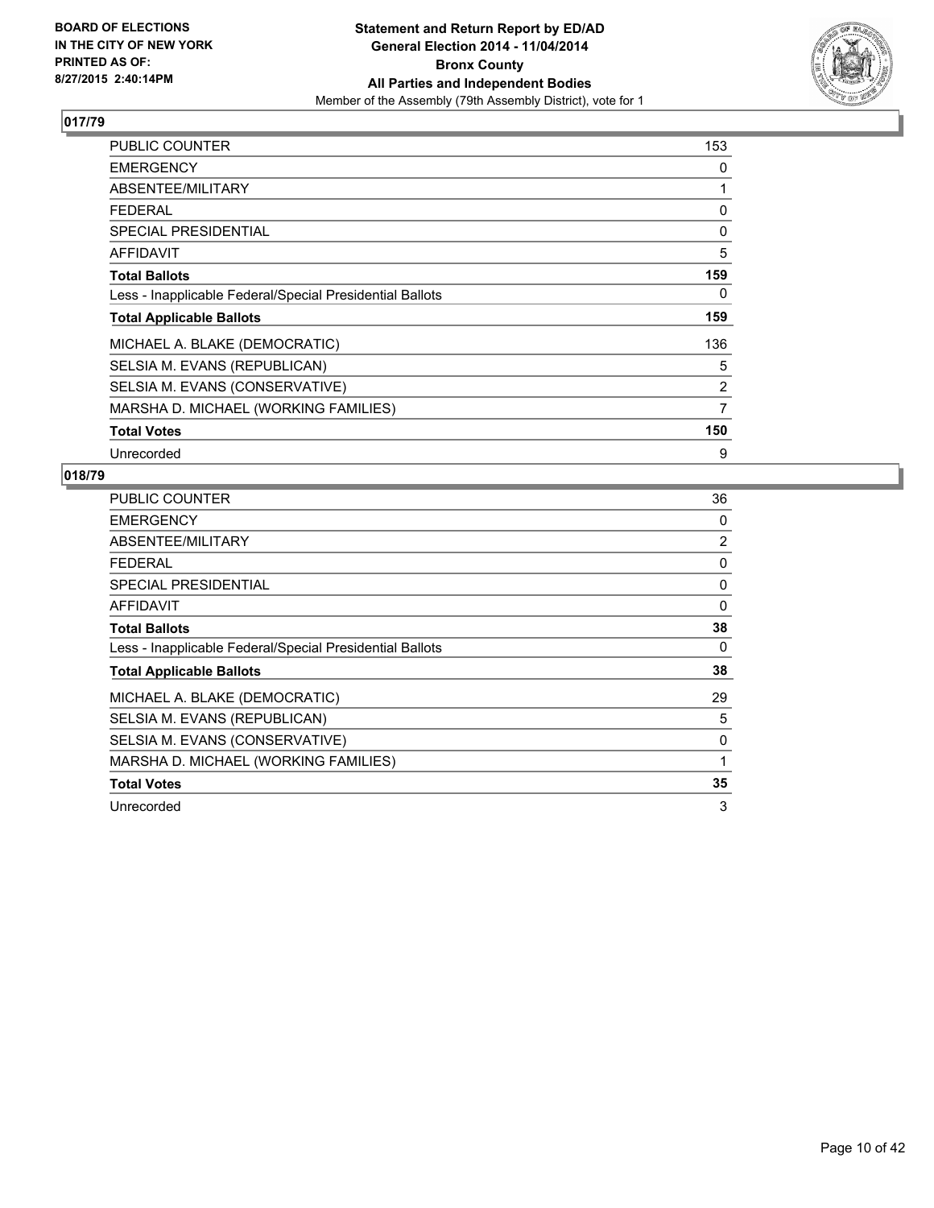BOARD OF ELECTIONS
IN THE CITY OF NEW YORK
PRINTED AS OF:
8/27/2015 2:40:14PM

**Statement and Return Report by ED/AD**
**General Election 2014 - 11/04/2014**
**Bronx County**
**All Parties and Independent Bodies**
Member of the Assembly (79th Assembly District), vote for 1

## 017/79

| | |
|---|---|
| PUBLIC COUNTER | 153 |
| EMERGENCY | 0 |
| ABSENTEE/MILITARY | 1 |
| FEDERAL | 0 |
| SPECIAL PRESIDENTIAL | 0 |
| AFFIDAVIT | 5 |
| **Total Ballots** | **159** |
| Less - Inapplicable Federal/Special Presidential Ballots | 0 |
| **Total Applicable Ballots** | **159** |
| MICHAEL A. BLAKE (DEMOCRATIC) | 136 |
| SELSIA M. EVANS (REPUBLICAN) | 5 |
| SELSIA M. EVANS (CONSERVATIVE) | 2 |
| MARSHA D. MICHAEL (WORKING FAMILIES) | 7 |
| **Total Votes** | **150** |
| Unrecorded | 9 |

## 018/79

| | |
|---|---|
| PUBLIC COUNTER | 36 |
| EMERGENCY | 0 |
| ABSENTEE/MILITARY | 2 |
| FEDERAL | 0 |
| SPECIAL PRESIDENTIAL | 0 |
| AFFIDAVIT | 0 |
| **Total Ballots** | **38** |
| Less - Inapplicable Federal/Special Presidential Ballots | 0 |
| **Total Applicable Ballots** | **38** |
| MICHAEL A. BLAKE (DEMOCRATIC) | 29 |
| SELSIA M. EVANS (REPUBLICAN) | 5 |
| SELSIA M. EVANS (CONSERVATIVE) | 0 |
| MARSHA D. MICHAEL (WORKING FAMILIES) | 1 |
| **Total Votes** | **35** |
| Unrecorded | 3 |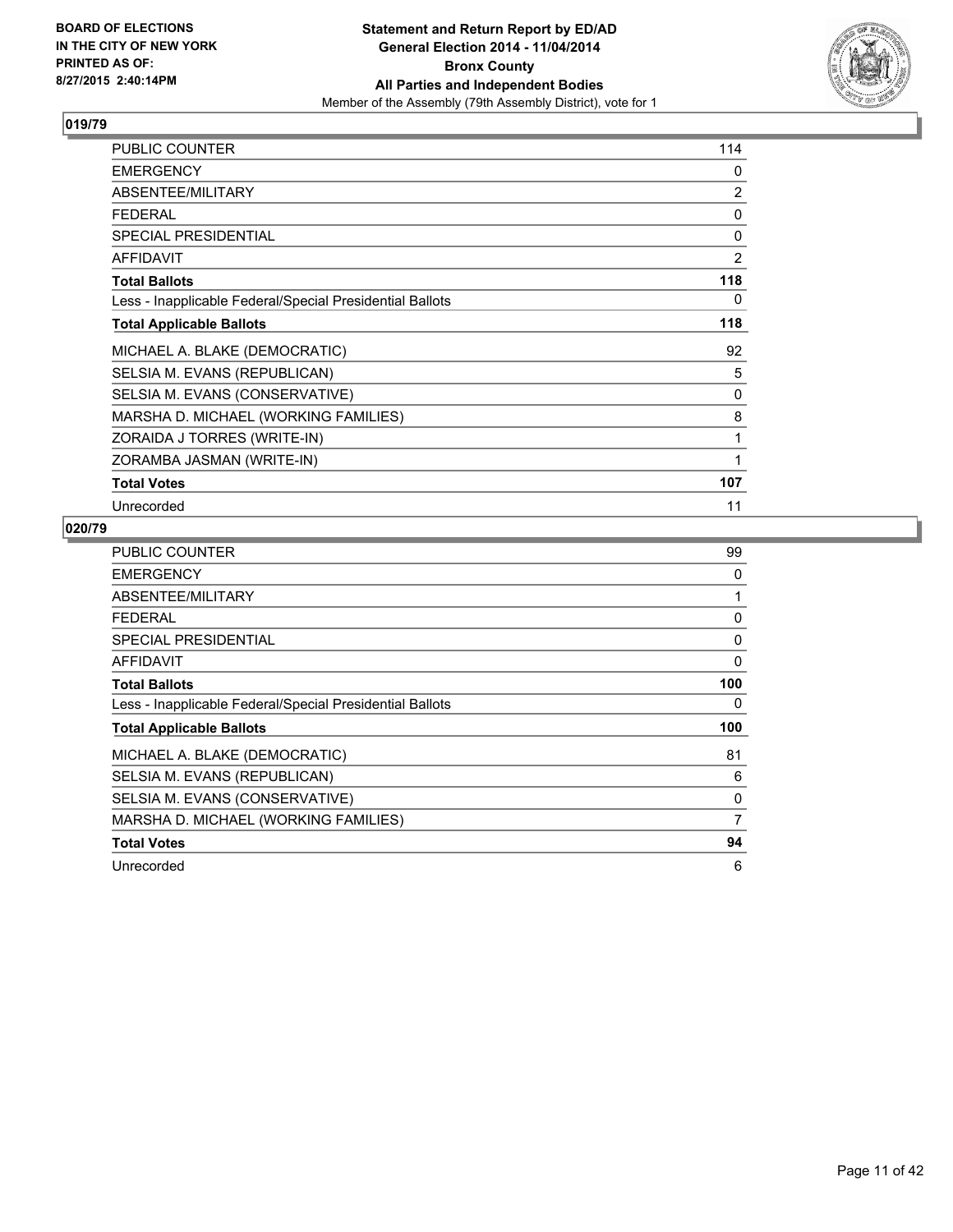**BOARD OF ELECTIONS IN THE CITY OF NEW YORK PRINTED AS OF: 8/27/2015 2:40:14PM**

**Statement and Return Report by ED/AD General Election 2014 - 11/04/2014 Bronx County All Parties and Independent Bodies**
Member of the Assembly (79th Assembly District), vote for 1

## 019/79

| | |
|---|---|
| PUBLIC COUNTER | 114 |
| EMERGENCY | 0 |
| ABSENTEE/MILITARY | 2 |
| FEDERAL | 0 |
| SPECIAL PRESIDENTIAL | 0 |
| AFFIDAVIT | 2 |
| **Total Ballots** | **118** |
| Less - Inapplicable Federal/Special Presidential Ballots | 0 |
| **Total Applicable Ballots** | **118** |
| MICHAEL A. BLAKE (DEMOCRATIC) | 92 |
| SELSIA M. EVANS (REPUBLICAN) | 5 |
| SELSIA M. EVANS (CONSERVATIVE) | 0 |
| MARSHA D. MICHAEL (WORKING FAMILIES) | 8 |
| ZORAIDA J TORRES (WRITE-IN) | 1 |
| ZORAMBA JASMAN (WRITE-IN) | 1 |
| **Total Votes** | **107** |
| Unrecorded | 11 |

## 020/79

| | |
|---|---|
| PUBLIC COUNTER | 99 |
| EMERGENCY | 0 |
| ABSENTEE/MILITARY | 1 |
| FEDERAL | 0 |
| SPECIAL PRESIDENTIAL | 0 |
| AFFIDAVIT | 0 |
| **Total Ballots** | **100** |
| Less - Inapplicable Federal/Special Presidential Ballots | 0 |
| **Total Applicable Ballots** | **100** |
| MICHAEL A. BLAKE (DEMOCRATIC) | 81 |
| SELSIA M. EVANS (REPUBLICAN) | 6 |
| SELSIA M. EVANS (CONSERVATIVE) | 0 |
| MARSHA D. MICHAEL (WORKING FAMILIES) | 7 |
| **Total Votes** | **94** |
| Unrecorded | 6 |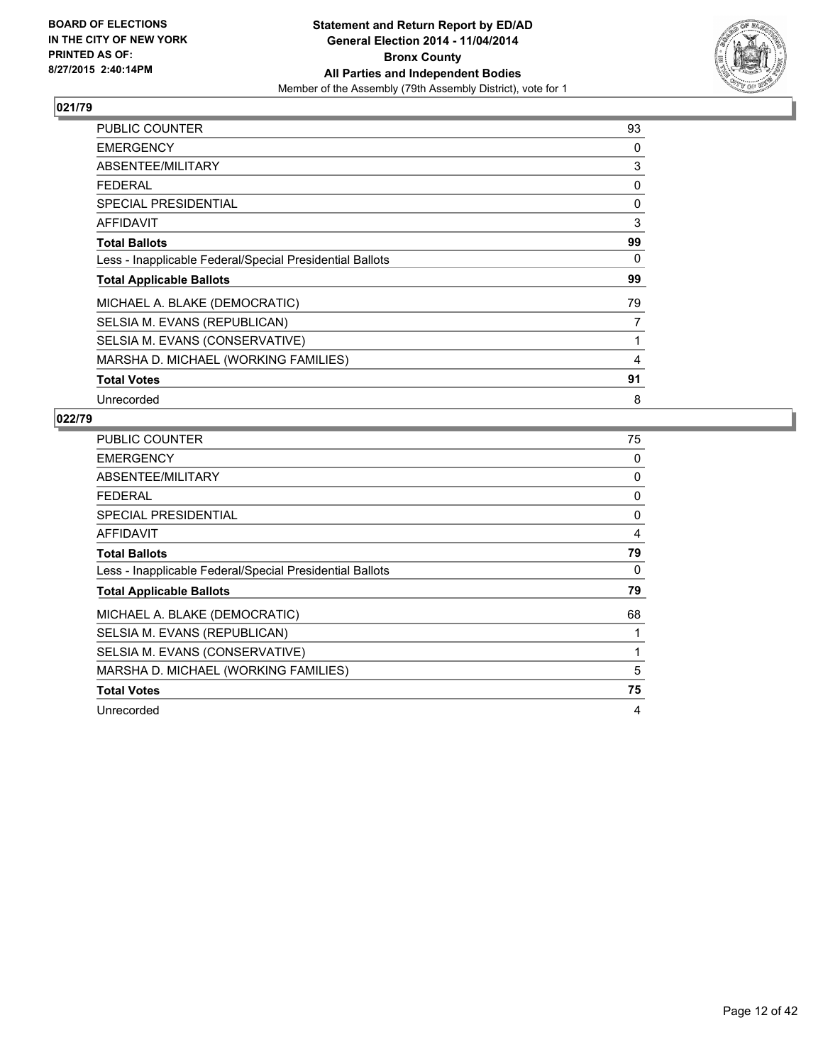**BOARD OF ELECTIONS IN THE CITY OF NEW YORK PRINTED AS OF: 8/27/2015 2:40:14PM**

**Statement and Return Report by ED/AD General Election 2014 - 11/04/2014 Bronx County All Parties and Independent Bodies**

Member of the Assembly (79th Assembly District), vote for 1

## 021/79

| | |
|---|---|
| PUBLIC COUNTER | 93 |
| EMERGENCY | 0 |
| ABSENTEE/MILITARY | 3 |
| FEDERAL | 0 |
| SPECIAL PRESIDENTIAL | 0 |
| AFFIDAVIT | 3 |
| **Total Ballots** | **99** |
| Less - Inapplicable Federal/Special Presidential Ballots | 0 |
| **Total Applicable Ballots** | **99** |
| MICHAEL A. BLAKE (DEMOCRATIC) | 79 |
| SELSIA M. EVANS (REPUBLICAN) | 7 |
| SELSIA M. EVANS (CONSERVATIVE) | 1 |
| MARSHA D. MICHAEL (WORKING FAMILIES) | 4 |
| **Total Votes** | **91** |
| Unrecorded | 8 |

## 022/79

| | |
|---|---|
| PUBLIC COUNTER | 75 |
| EMERGENCY | 0 |
| ABSENTEE/MILITARY | 0 |
| FEDERAL | 0 |
| SPECIAL PRESIDENTIAL | 0 |
| AFFIDAVIT | 4 |
| **Total Ballots** | **79** |
| Less - Inapplicable Federal/Special Presidential Ballots | 0 |
| **Total Applicable Ballots** | **79** |
| MICHAEL A. BLAKE (DEMOCRATIC) | 68 |
| SELSIA M. EVANS (REPUBLICAN) | 1 |
| SELSIA M. EVANS (CONSERVATIVE) | 1 |
| MARSHA D. MICHAEL (WORKING FAMILIES) | 5 |
| **Total Votes** | **75** |
| Unrecorded | 4 |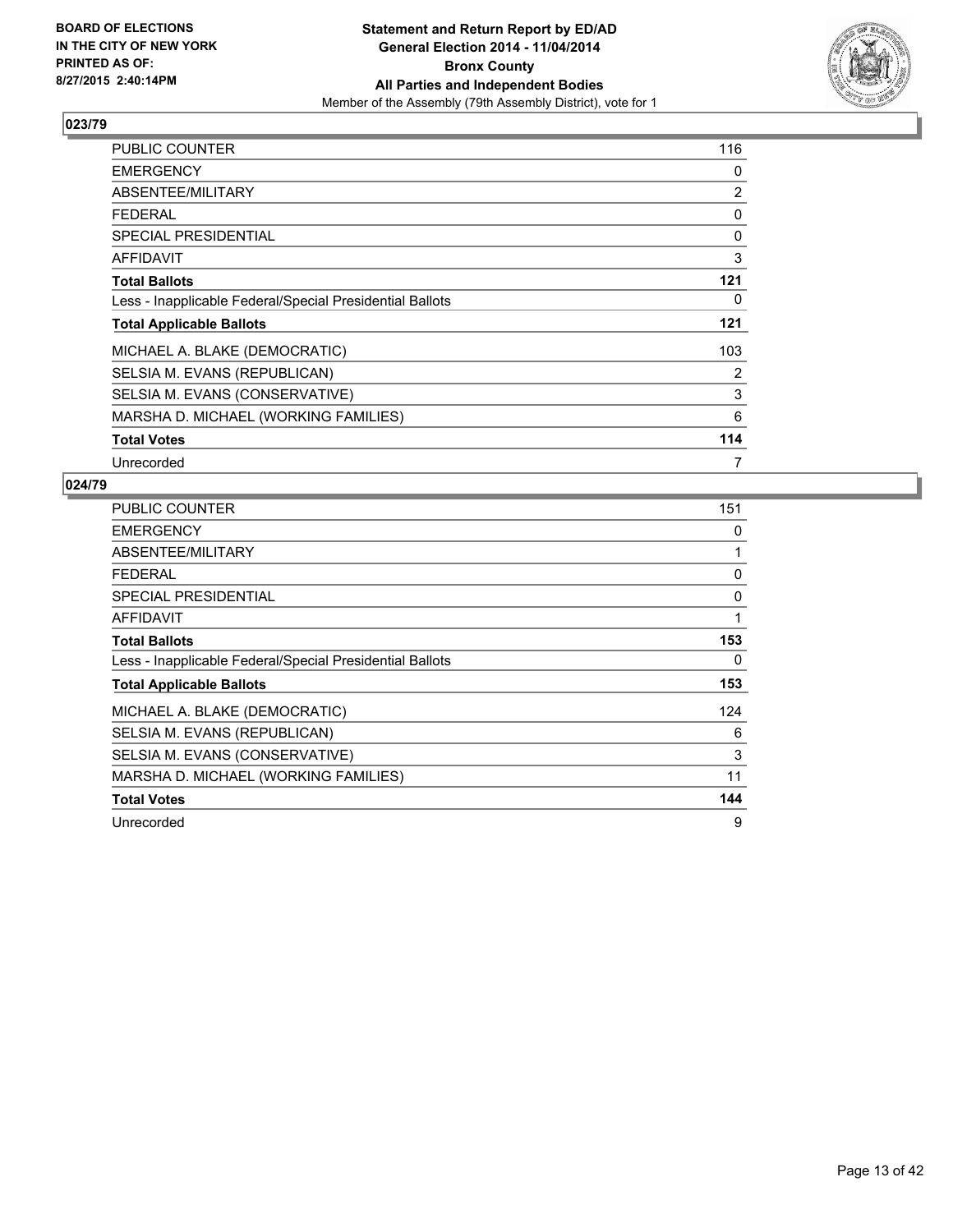**BOARD OF ELECTIONS IN THE CITY OF NEW YORK PRINTED AS OF: 8/27/2015 2:40:14PM**

**Statement and Return Report by ED/AD General Election 2014 - 11/04/2014 Bronx County All Parties and Independent Bodies**

Member of the Assembly (79th Assembly District), vote for 1

## 023/79

| | |
|---|---|
| PUBLIC COUNTER | 116 |
| EMERGENCY | 0 |
| ABSENTEE/MILITARY | 2 |
| FEDERAL | 0 |
| SPECIAL PRESIDENTIAL | 0 |
| AFFIDAVIT | 3 |
| **Total Ballots** | **121** |
| Less - Inapplicable Federal/Special Presidential Ballots | 0 |
| **Total Applicable Ballots** | **121** |
| MICHAEL A. BLAKE (DEMOCRATIC) | 103 |
| SELSIA M. EVANS (REPUBLICAN) | 2 |
| SELSIA M. EVANS (CONSERVATIVE) | 3 |
| MARSHA D. MICHAEL (WORKING FAMILIES) | 6 |
| **Total Votes** | **114** |
| Unrecorded | 7 |

## 024/79

| | |
|---|---|
| PUBLIC COUNTER | 151 |
| EMERGENCY | 0 |
| ABSENTEE/MILITARY | 1 |
| FEDERAL | 0 |
| SPECIAL PRESIDENTIAL | 0 |
| AFFIDAVIT | 1 |
| **Total Ballots** | **153** |
| Less - Inapplicable Federal/Special Presidential Ballots | 0 |
| **Total Applicable Ballots** | **153** |
| MICHAEL A. BLAKE (DEMOCRATIC) | 124 |
| SELSIA M. EVANS (REPUBLICAN) | 6 |
| SELSIA M. EVANS (CONSERVATIVE) | 3 |
| MARSHA D. MICHAEL (WORKING FAMILIES) | 11 |
| **Total Votes** | **144** |
| Unrecorded | 9 |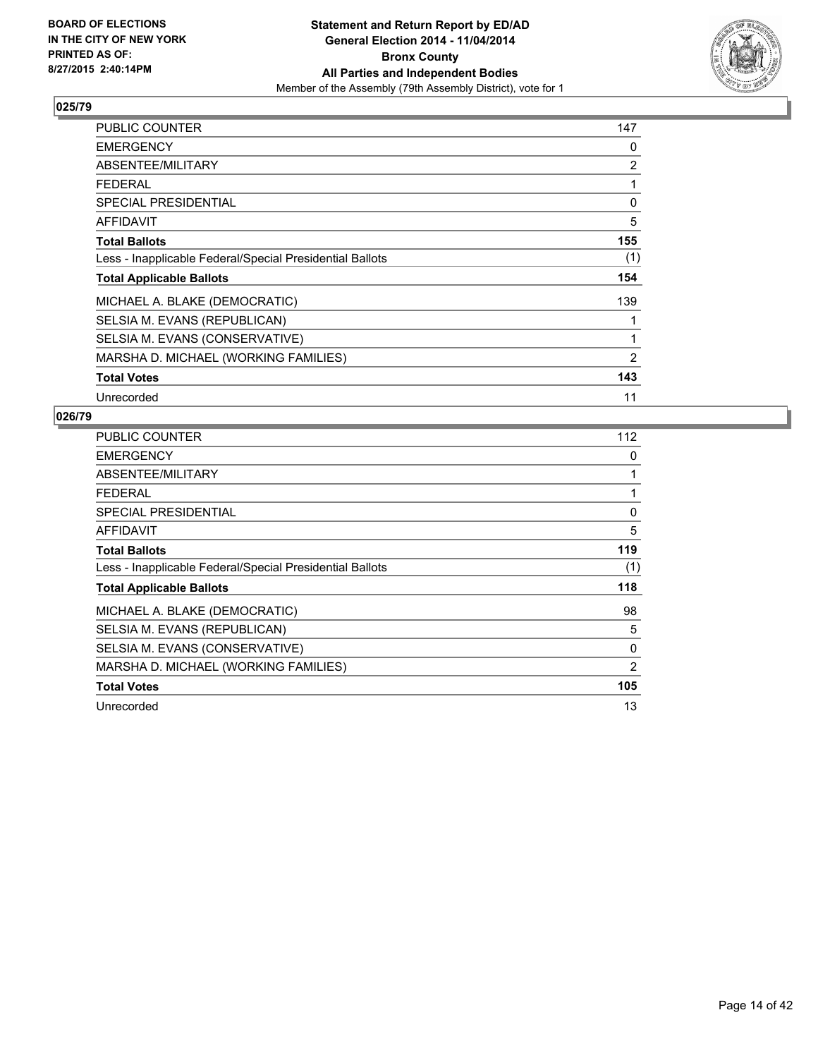BOARD OF ELECTIONS
IN THE CITY OF NEW YORK
PRINTED AS OF:
8/27/2015 2:40:14PM

**Statement and Return Report by ED/AD**
**General Election 2014 - 11/04/2014**
**Bronx County**
**All Parties and Independent Bodies**
Member of the Assembly (79th Assembly District), vote for 1

## 025/79

| | |
|---|---|
| PUBLIC COUNTER | 147 |
| EMERGENCY | 0 |
| ABSENTEE/MILITARY | 2 |
| FEDERAL | 1 |
| SPECIAL PRESIDENTIAL | 0 |
| AFFIDAVIT | 5 |
| **Total Ballots** | **155** |
| Less - Inapplicable Federal/Special Presidential Ballots | (1) |
| **Total Applicable Ballots** | **154** |
| MICHAEL A. BLAKE (DEMOCRATIC) | 139 |
| SELSIA M. EVANS (REPUBLICAN) | 1 |
| SELSIA M. EVANS (CONSERVATIVE) | 1 |
| MARSHA D. MICHAEL (WORKING FAMILIES) | 2 |
| **Total Votes** | **143** |
| Unrecorded | 11 |

## 026/79

| | |
|---|---|
| PUBLIC COUNTER | 112 |
| EMERGENCY | 0 |
| ABSENTEE/MILITARY | 1 |
| FEDERAL | 1 |
| SPECIAL PRESIDENTIAL | 0 |
| AFFIDAVIT | 5 |
| **Total Ballots** | **119** |
| Less - Inapplicable Federal/Special Presidential Ballots | (1) |
| **Total Applicable Ballots** | **118** |
| MICHAEL A. BLAKE (DEMOCRATIC) | 98 |
| SELSIA M. EVANS (REPUBLICAN) | 5 |
| SELSIA M. EVANS (CONSERVATIVE) | 0 |
| MARSHA D. MICHAEL (WORKING FAMILIES) | 2 |
| **Total Votes** | **105** |
| Unrecorded | 13 |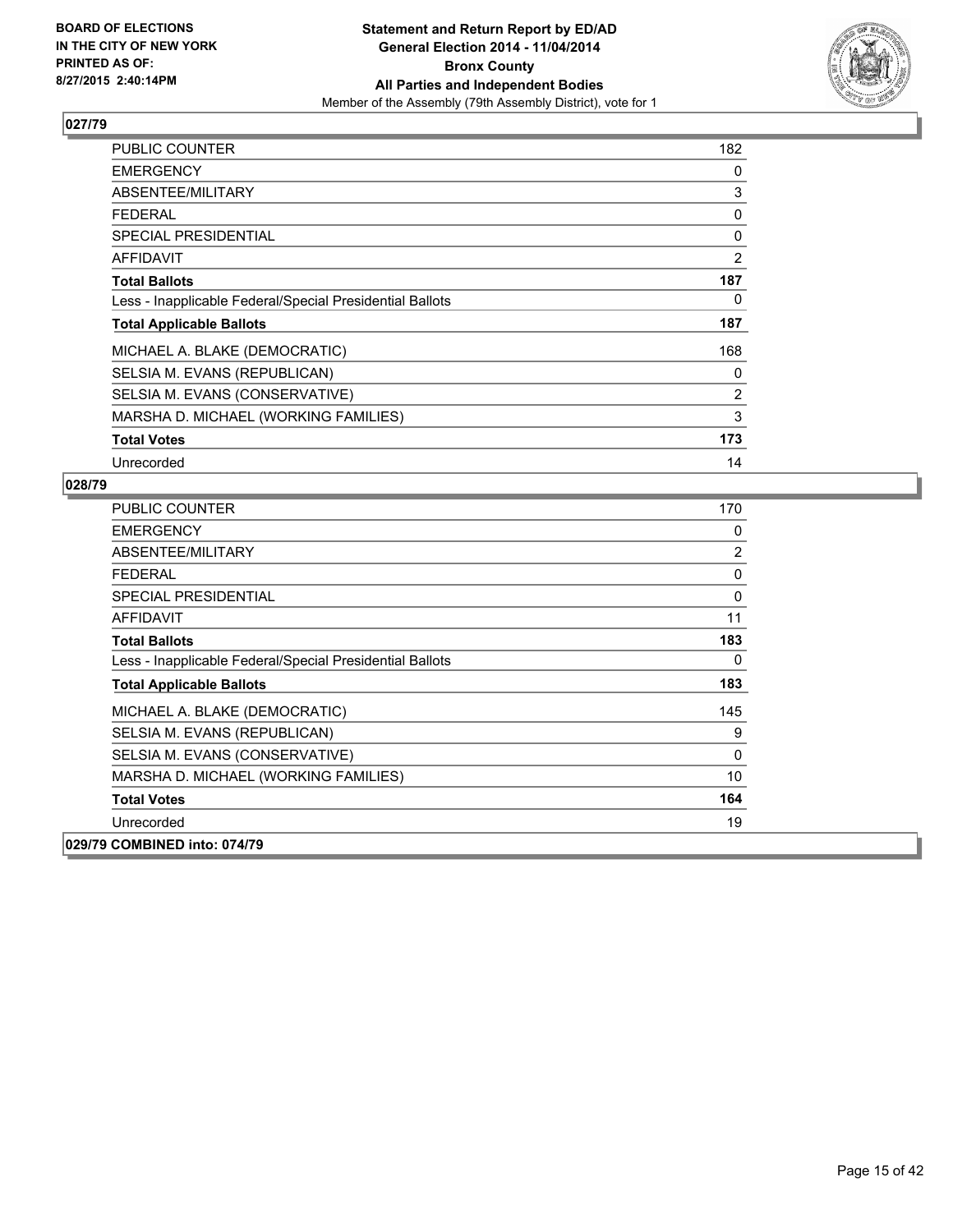**BOARD OF ELECTIONS IN THE CITY OF NEW YORK PRINTED AS OF: 8/27/2015 2:40:14PM**

**Statement and Return Report by ED/AD General Election 2014 - 11/04/2014 Bronx County All Parties and Independent Bodies**

Member of the Assembly (79th Assembly District), vote for 1

## 027/79

| | |
|---|---|
| PUBLIC COUNTER | 182 |
| EMERGENCY | 0 |
| ABSENTEE/MILITARY | 3 |
| FEDERAL | 0 |
| SPECIAL PRESIDENTIAL | 0 |
| AFFIDAVIT | 2 |
| **Total Ballots** | **187** |
| Less - Inapplicable Federal/Special Presidential Ballots | 0 |
| **Total Applicable Ballots** | **187** |
| MICHAEL A. BLAKE (DEMOCRATIC) | 168 |
| SELSIA M. EVANS (REPUBLICAN) | 0 |
| SELSIA M. EVANS (CONSERVATIVE) | 2 |
| MARSHA D. MICHAEL (WORKING FAMILIES) | 3 |
| **Total Votes** | **173** |
| Unrecorded | 14 |

## 028/79

| | |
|---|---|
| PUBLIC COUNTER | 170 |
| EMERGENCY | 0 |
| ABSENTEE/MILITARY | 2 |
| FEDERAL | 0 |
| SPECIAL PRESIDENTIAL | 0 |
| AFFIDAVIT | 11 |
| **Total Ballots** | **183** |
| Less - Inapplicable Federal/Special Presidential Ballots | 0 |
| **Total Applicable Ballots** | **183** |
| MICHAEL A. BLAKE (DEMOCRATIC) | 145 |
| SELSIA M. EVANS (REPUBLICAN) | 9 |
| SELSIA M. EVANS (CONSERVATIVE) | 0 |
| MARSHA D. MICHAEL (WORKING FAMILIES) | 10 |
| **Total Votes** | **164** |
| Unrecorded | 19 |

**029/79 COMBINED into: 074/79**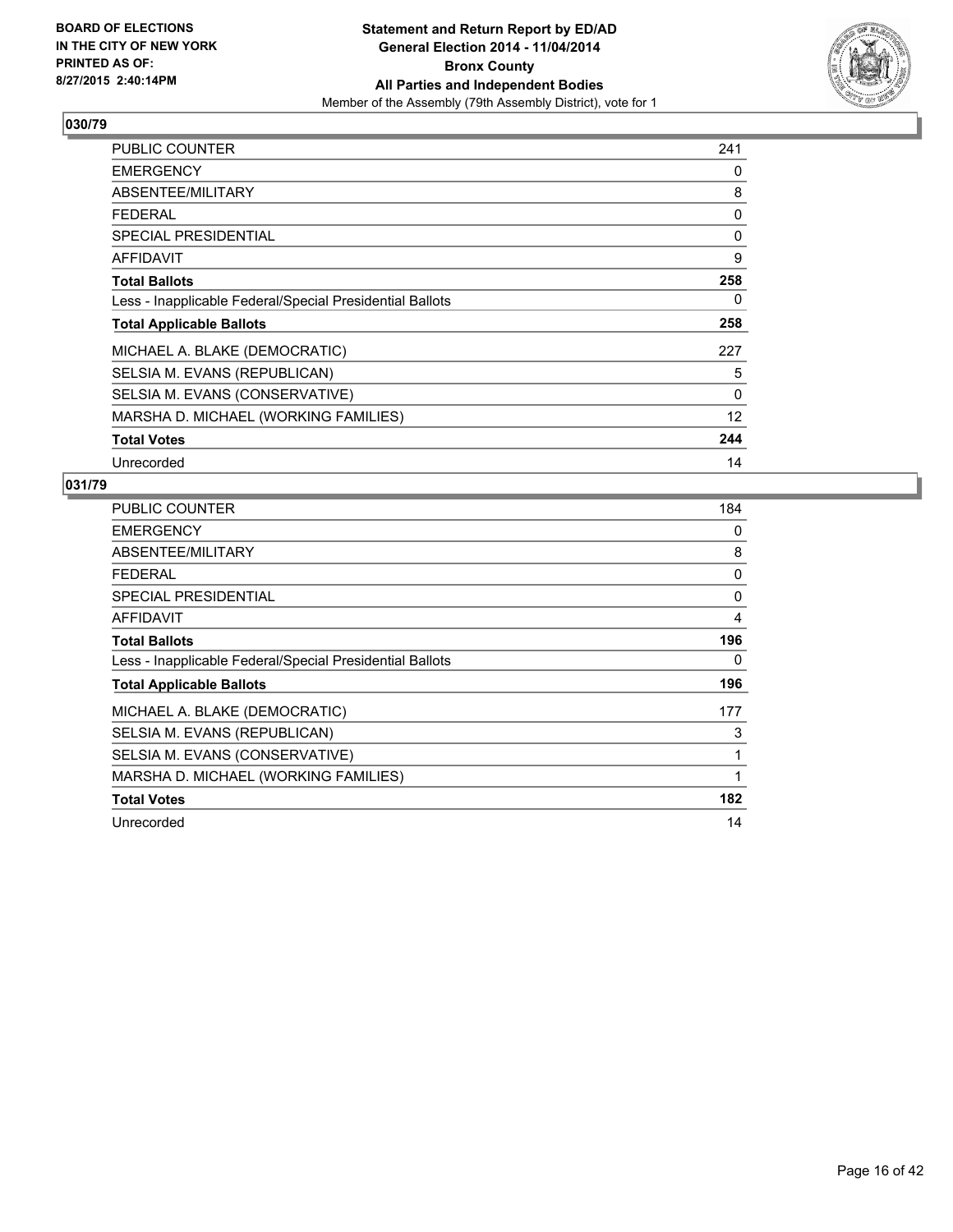**BOARD OF ELECTIONS IN THE CITY OF NEW YORK PRINTED AS OF: 8/27/2015 2:40:14PM**

**Statement and Return Report by ED/AD General Election 2014 - 11/04/2014 Bronx County All Parties and Independent Bodies**
Member of the Assembly (79th Assembly District), vote for 1

## 030/79

| | |
|---|---|
| PUBLIC COUNTER | 241 |
| EMERGENCY | 0 |
| ABSENTEE/MILITARY | 8 |
| FEDERAL | 0 |
| SPECIAL PRESIDENTIAL | 0 |
| AFFIDAVIT | 9 |
| **Total Ballots** | **258** |
| Less - Inapplicable Federal/Special Presidential Ballots | 0 |
| **Total Applicable Ballots** | **258** |
| MICHAEL A. BLAKE (DEMOCRATIC) | 227 |
| SELSIA M. EVANS (REPUBLICAN) | 5 |
| SELSIA M. EVANS (CONSERVATIVE) | 0 |
| MARSHA D. MICHAEL (WORKING FAMILIES) | 12 |
| **Total Votes** | **244** |
| Unrecorded | 14 |

## 031/79

| | |
|---|---|
| PUBLIC COUNTER | 184 |
| EMERGENCY | 0 |
| ABSENTEE/MILITARY | 8 |
| FEDERAL | 0 |
| SPECIAL PRESIDENTIAL | 0 |
| AFFIDAVIT | 4 |
| **Total Ballots** | **196** |
| Less - Inapplicable Federal/Special Presidential Ballots | 0 |
| **Total Applicable Ballots** | **196** |
| MICHAEL A. BLAKE (DEMOCRATIC) | 177 |
| SELSIA M. EVANS (REPUBLICAN) | 3 |
| SELSIA M. EVANS (CONSERVATIVE) | 1 |
| MARSHA D. MICHAEL (WORKING FAMILIES) | 1 |
| **Total Votes** | **182** |
| Unrecorded | 14 |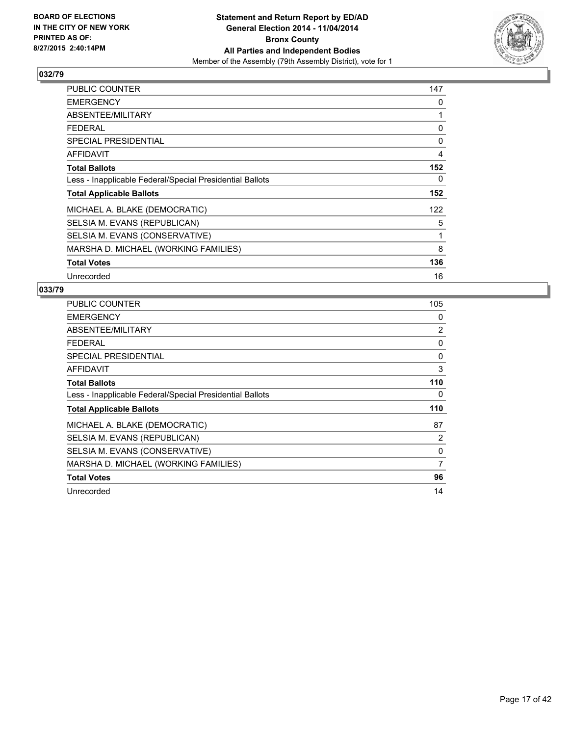**BOARD OF ELECTIONS IN THE CITY OF NEW YORK PRINTED AS OF: 8/27/2015 2:40:14PM**

**Statement and Return Report by ED/AD General Election 2014 - 11/04/2014 Bronx County All Parties and Independent Bodies**
Member of the Assembly (79th Assembly District), vote for 1

## 032/79

| | |
|---|---|
| PUBLIC COUNTER | 147 |
| EMERGENCY | 0 |
| ABSENTEE/MILITARY | 1 |
| FEDERAL | 0 |
| SPECIAL PRESIDENTIAL | 0 |
| AFFIDAVIT | 4 |
| **Total Ballots** | **152** |
| Less - Inapplicable Federal/Special Presidential Ballots | 0 |
| **Total Applicable Ballots** | **152** |
| MICHAEL A. BLAKE (DEMOCRATIC) | 122 |
| SELSIA M. EVANS (REPUBLICAN) | 5 |
| SELSIA M. EVANS (CONSERVATIVE) | 1 |
| MARSHA D. MICHAEL (WORKING FAMILIES) | 8 |
| **Total Votes** | **136** |
| Unrecorded | 16 |

## 033/79

| | |
|---|---|
| PUBLIC COUNTER | 105 |
| EMERGENCY | 0 |
| ABSENTEE/MILITARY | 2 |
| FEDERAL | 0 |
| SPECIAL PRESIDENTIAL | 0 |
| AFFIDAVIT | 3 |
| **Total Ballots** | **110** |
| Less - Inapplicable Federal/Special Presidential Ballots | 0 |
| **Total Applicable Ballots** | **110** |
| MICHAEL A. BLAKE (DEMOCRATIC) | 87 |
| SELSIA M. EVANS (REPUBLICAN) | 2 |
| SELSIA M. EVANS (CONSERVATIVE) | 0 |
| MARSHA D. MICHAEL (WORKING FAMILIES) | 7 |
| **Total Votes** | **96** |
| Unrecorded | 14 |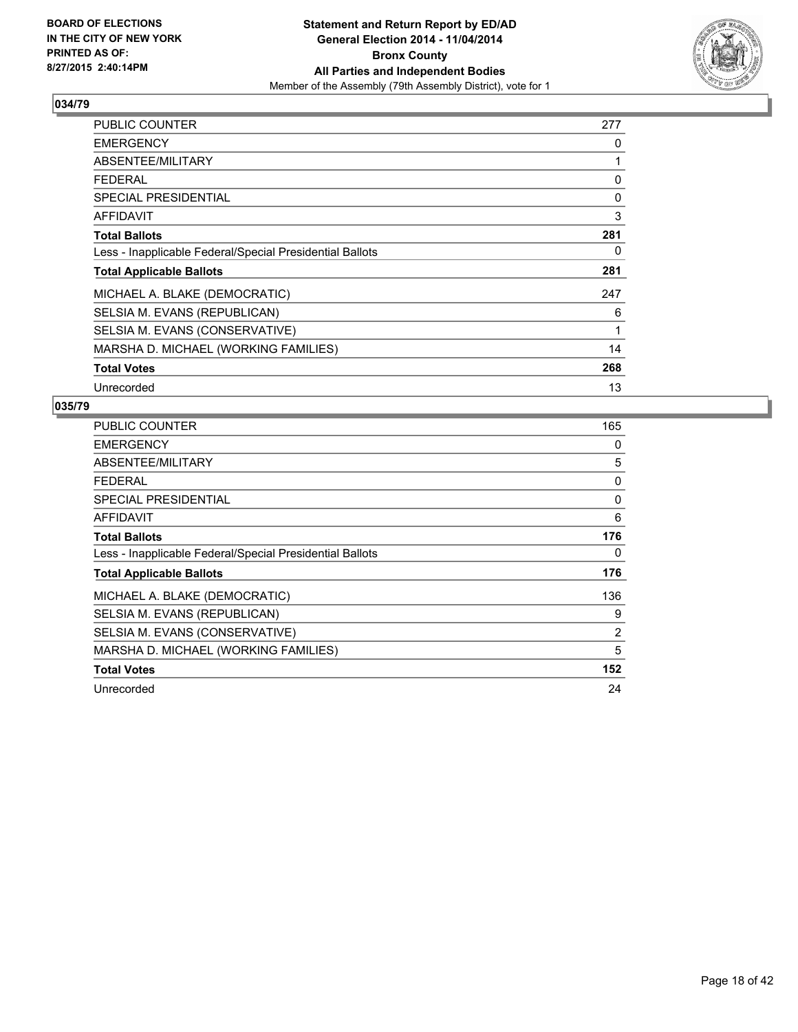**BOARD OF ELECTIONS IN THE CITY OF NEW YORK PRINTED AS OF: 8/27/2015 2:40:14PM**

**Statement and Return Report by ED/AD General Election 2014 - 11/04/2014 Bronx County All Parties and Independent Bodies**
Member of the Assembly (79th Assembly District), vote for 1

## 034/79

| | |
|---|---|
| PUBLIC COUNTER | 277 |
| EMERGENCY | 0 |
| ABSENTEE/MILITARY | 1 |
| FEDERAL | 0 |
| SPECIAL PRESIDENTIAL | 0 |
| AFFIDAVIT | 3 |
| **Total Ballots** | **281** |
| Less - Inapplicable Federal/Special Presidential Ballots | 0 |
| **Total Applicable Ballots** | **281** |
| MICHAEL A. BLAKE (DEMOCRATIC) | 247 |
| SELSIA M. EVANS (REPUBLICAN) | 6 |
| SELSIA M. EVANS (CONSERVATIVE) | 1 |
| MARSHA D. MICHAEL (WORKING FAMILIES) | 14 |
| **Total Votes** | **268** |
| Unrecorded | 13 |

## 035/79

| | |
|---|---|
| PUBLIC COUNTER | 165 |
| EMERGENCY | 0 |
| ABSENTEE/MILITARY | 5 |
| FEDERAL | 0 |
| SPECIAL PRESIDENTIAL | 0 |
| AFFIDAVIT | 6 |
| **Total Ballots** | **176** |
| Less - Inapplicable Federal/Special Presidential Ballots | 0 |
| **Total Applicable Ballots** | **176** |
| MICHAEL A. BLAKE (DEMOCRATIC) | 136 |
| SELSIA M. EVANS (REPUBLICAN) | 9 |
| SELSIA M. EVANS (CONSERVATIVE) | 2 |
| MARSHA D. MICHAEL (WORKING FAMILIES) | 5 |
| **Total Votes** | **152** |
| Unrecorded | 24 |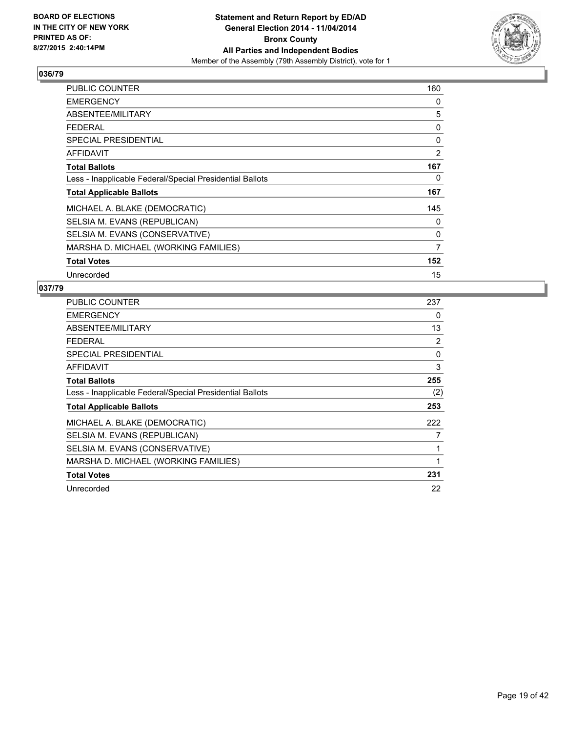**BOARD OF ELECTIONS IN THE CITY OF NEW YORK PRINTED AS OF: 8/27/2015 2:40:14PM**

**Statement and Return Report by ED/AD**
**General Election 2014 - 11/04/2014**
**Bronx County**
**All Parties and Independent Bodies**
Member of the Assembly (79th Assembly District), vote for 1

## 036/79

| | |
|---|---|
| PUBLIC COUNTER | 160 |
| EMERGENCY | 0 |
| ABSENTEE/MILITARY | 5 |
| FEDERAL | 0 |
| SPECIAL PRESIDENTIAL | 0 |
| AFFIDAVIT | 2 |
| **Total Ballots** | **167** |
| Less - Inapplicable Federal/Special Presidential Ballots | 0 |
| **Total Applicable Ballots** | **167** |
| MICHAEL A. BLAKE (DEMOCRATIC) | 145 |
| SELSIA M. EVANS (REPUBLICAN) | 0 |
| SELSIA M. EVANS (CONSERVATIVE) | 0 |
| MARSHA D. MICHAEL (WORKING FAMILIES) | 7 |
| **Total Votes** | **152** |
| Unrecorded | 15 |

## 037/79

| | |
|---|---|
| PUBLIC COUNTER | 237 |
| EMERGENCY | 0 |
| ABSENTEE/MILITARY | 13 |
| FEDERAL | 2 |
| SPECIAL PRESIDENTIAL | 0 |
| AFFIDAVIT | 3 |
| **Total Ballots** | **255** |
| Less - Inapplicable Federal/Special Presidential Ballots | (2) |
| **Total Applicable Ballots** | **253** |
| MICHAEL A. BLAKE (DEMOCRATIC) | 222 |
| SELSIA M. EVANS (REPUBLICAN) | 7 |
| SELSIA M. EVANS (CONSERVATIVE) | 1 |
| MARSHA D. MICHAEL (WORKING FAMILIES) | 1 |
| **Total Votes** | **231** |
| Unrecorded | 22 |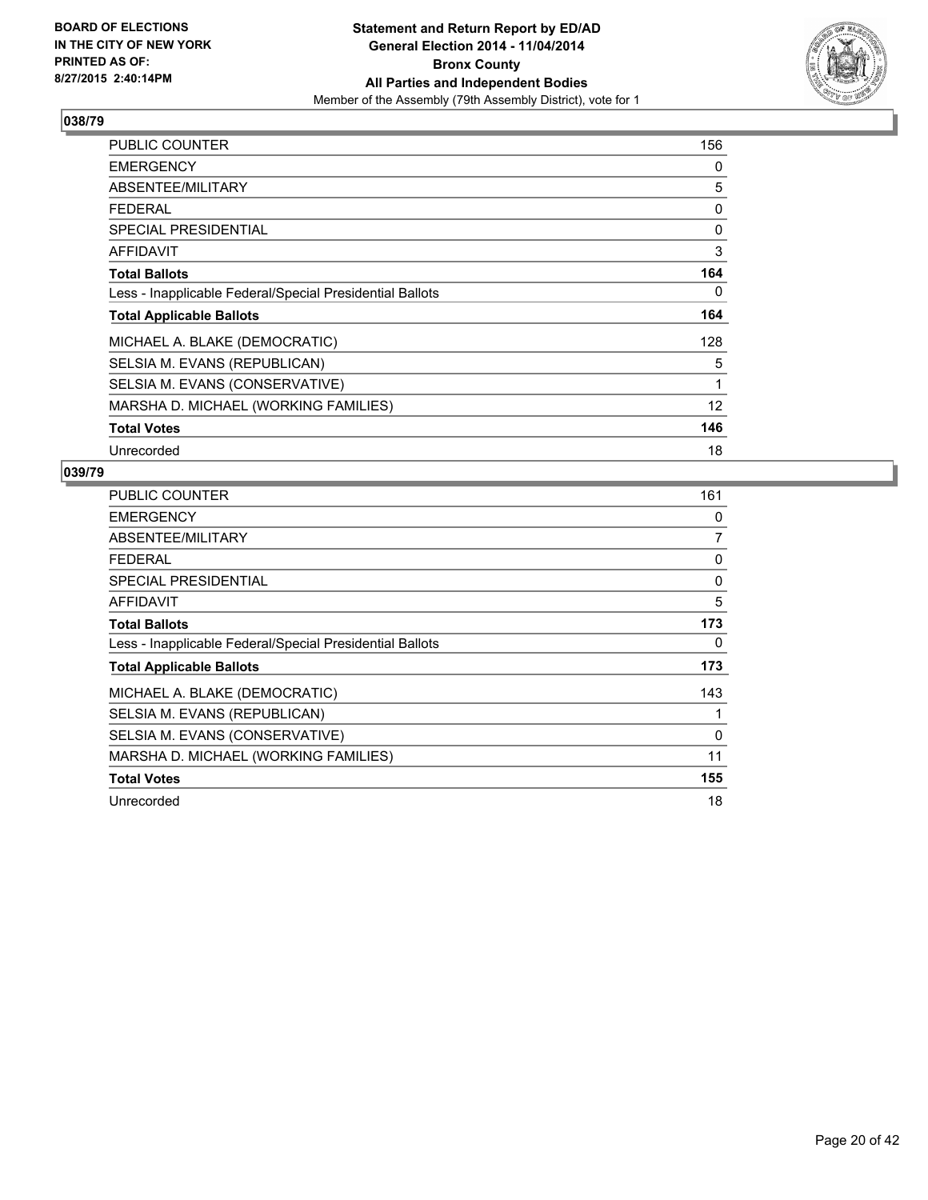**BOARD OF ELECTIONS IN THE CITY OF NEW YORK PRINTED AS OF: 8/27/2015 2:40:14PM**

**Statement and Return Report by ED/AD General Election 2014 - 11/04/2014 Bronx County All Parties and Independent Bodies**

Member of the Assembly (79th Assembly District), vote for 1

### 038/79

| | |
|---|---|
| PUBLIC COUNTER | 156 |
| EMERGENCY | 0 |
| ABSENTEE/MILITARY | 5 |
| FEDERAL | 0 |
| SPECIAL PRESIDENTIAL | 0 |
| AFFIDAVIT | 3 |
| **Total Ballots** | **164** |
| Less - Inapplicable Federal/Special Presidential Ballots | 0 |
| **Total Applicable Ballots** | **164** |
| MICHAEL A. BLAKE (DEMOCRATIC) | 128 |
| SELSIA M. EVANS (REPUBLICAN) | 5 |
| SELSIA M. EVANS (CONSERVATIVE) | 1 |
| MARSHA D. MICHAEL (WORKING FAMILIES) | 12 |
| **Total Votes** | **146** |
| Unrecorded | 18 |

### 039/79

| | |
|---|---|
| PUBLIC COUNTER | 161 |
| EMERGENCY | 0 |
| ABSENTEE/MILITARY | 7 |
| FEDERAL | 0 |
| SPECIAL PRESIDENTIAL | 0 |
| AFFIDAVIT | 5 |
| **Total Ballots** | **173** |
| Less - Inapplicable Federal/Special Presidential Ballots | 0 |
| **Total Applicable Ballots** | **173** |
| MICHAEL A. BLAKE (DEMOCRATIC) | 143 |
| SELSIA M. EVANS (REPUBLICAN) | 1 |
| SELSIA M. EVANS (CONSERVATIVE) | 0 |
| MARSHA D. MICHAEL (WORKING FAMILIES) | 11 |
| **Total Votes** | **155** |
| Unrecorded | 18 |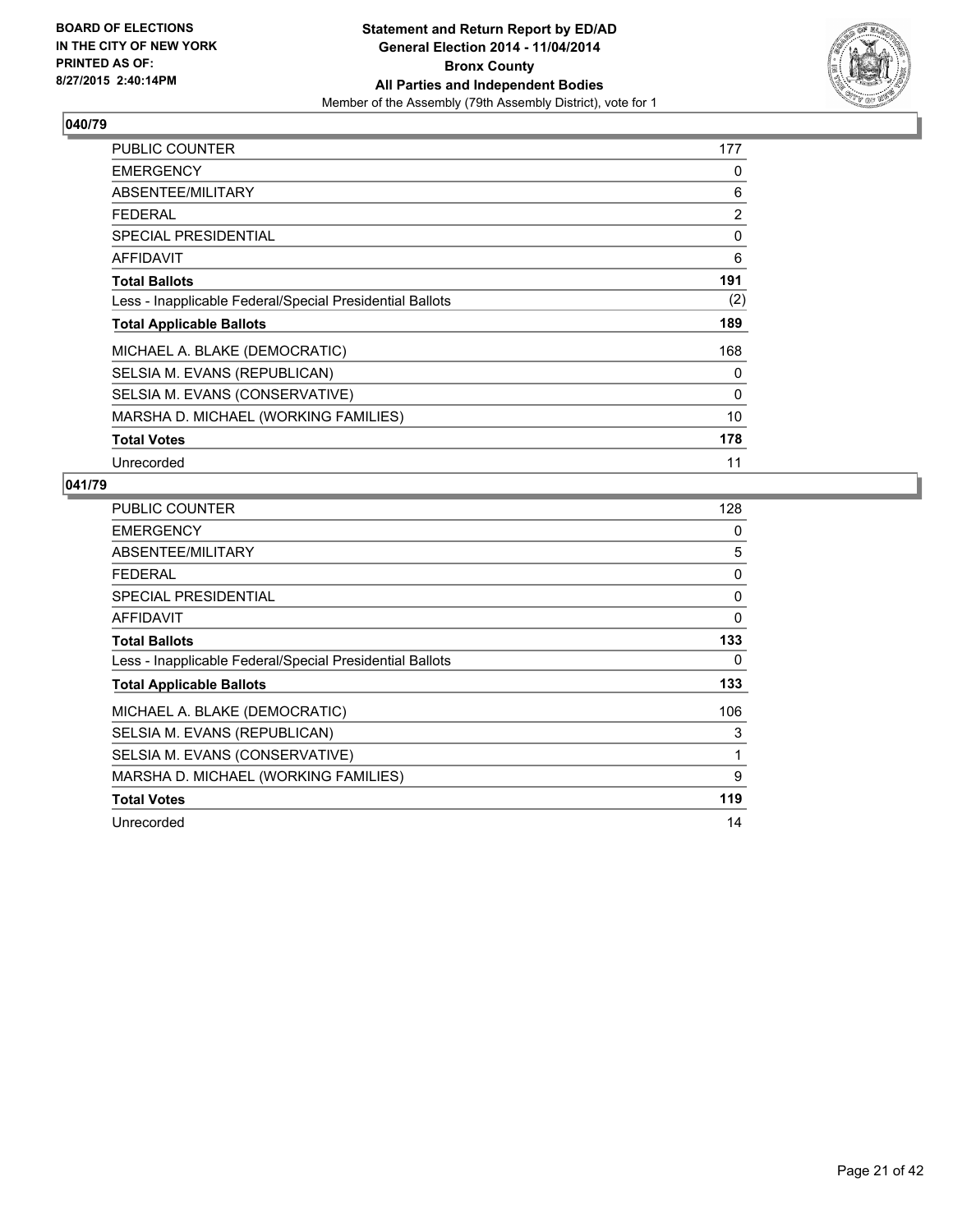**BOARD OF ELECTIONS IN THE CITY OF NEW YORK PRINTED AS OF: 8/27/2015 2:40:14PM**

**Statement and Return Report by ED/AD General Election 2014 - 11/04/2014 Bronx County All Parties and Independent Bodies**

Member of the Assembly (79th Assembly District), vote for 1

## 040/79

| | |
|---|---|
| PUBLIC COUNTER | 177 |
| EMERGENCY | 0 |
| ABSENTEE/MILITARY | 6 |
| FEDERAL | 2 |
| SPECIAL PRESIDENTIAL | 0 |
| AFFIDAVIT | 6 |
| **Total Ballots** | **191** |
| Less - Inapplicable Federal/Special Presidential Ballots | (2) |
| **Total Applicable Ballots** | **189** |
| MICHAEL A. BLAKE (DEMOCRATIC) | 168 |
| SELSIA M. EVANS (REPUBLICAN) | 0 |
| SELSIA M. EVANS (CONSERVATIVE) | 0 |
| MARSHA D. MICHAEL (WORKING FAMILIES) | 10 |
| **Total Votes** | **178** |
| Unrecorded | 11 |

## 041/79

| | |
|---|---|
| PUBLIC COUNTER | 128 |
| EMERGENCY | 0 |
| ABSENTEE/MILITARY | 5 |
| FEDERAL | 0 |
| SPECIAL PRESIDENTIAL | 0 |
| AFFIDAVIT | 0 |
| **Total Ballots** | **133** |
| Less - Inapplicable Federal/Special Presidential Ballots | 0 |
| **Total Applicable Ballots** | **133** |
| MICHAEL A. BLAKE (DEMOCRATIC) | 106 |
| SELSIA M. EVANS (REPUBLICAN) | 3 |
| SELSIA M. EVANS (CONSERVATIVE) | 1 |
| MARSHA D. MICHAEL (WORKING FAMILIES) | 9 |
| **Total Votes** | **119** |
| Unrecorded | 14 |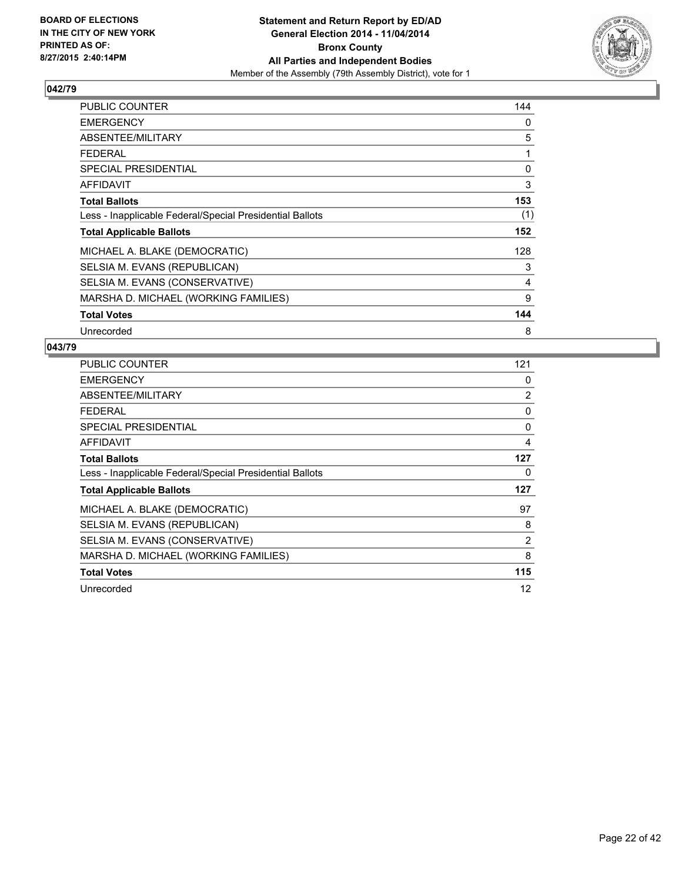BOARD OF ELECTIONS
IN THE CITY OF NEW YORK
PRINTED AS OF:
8/27/2015 2:40:14PM

**Statement and Return Report by ED/AD**
**General Election 2014 - 11/04/2014**
**Bronx County**
**All Parties and Independent Bodies**
Member of the Assembly (79th Assembly District), vote for 1

## 042/79

| | |
|---|---|
| PUBLIC COUNTER | 144 |
| EMERGENCY | 0 |
| ABSENTEE/MILITARY | 5 |
| FEDERAL | 1 |
| SPECIAL PRESIDENTIAL | 0 |
| AFFIDAVIT | 3 |
| **Total Ballots** | **153** |
| Less - Inapplicable Federal/Special Presidential Ballots | (1) |
| **Total Applicable Ballots** | **152** |
| MICHAEL A. BLAKE (DEMOCRATIC) | 128 |
| SELSIA M. EVANS (REPUBLICAN) | 3 |
| SELSIA M. EVANS (CONSERVATIVE) | 4 |
| MARSHA D. MICHAEL (WORKING FAMILIES) | 9 |
| **Total Votes** | **144** |
| Unrecorded | 8 |

## 043/79

| | |
|---|---|
| PUBLIC COUNTER | 121 |
| EMERGENCY | 0 |
| ABSENTEE/MILITARY | 2 |
| FEDERAL | 0 |
| SPECIAL PRESIDENTIAL | 0 |
| AFFIDAVIT | 4 |
| **Total Ballots** | **127** |
| Less - Inapplicable Federal/Special Presidential Ballots | 0 |
| **Total Applicable Ballots** | **127** |
| MICHAEL A. BLAKE (DEMOCRATIC) | 97 |
| SELSIA M. EVANS (REPUBLICAN) | 8 |
| SELSIA M. EVANS (CONSERVATIVE) | 2 |
| MARSHA D. MICHAEL (WORKING FAMILIES) | 8 |
| **Total Votes** | **115** |
| Unrecorded | 12 |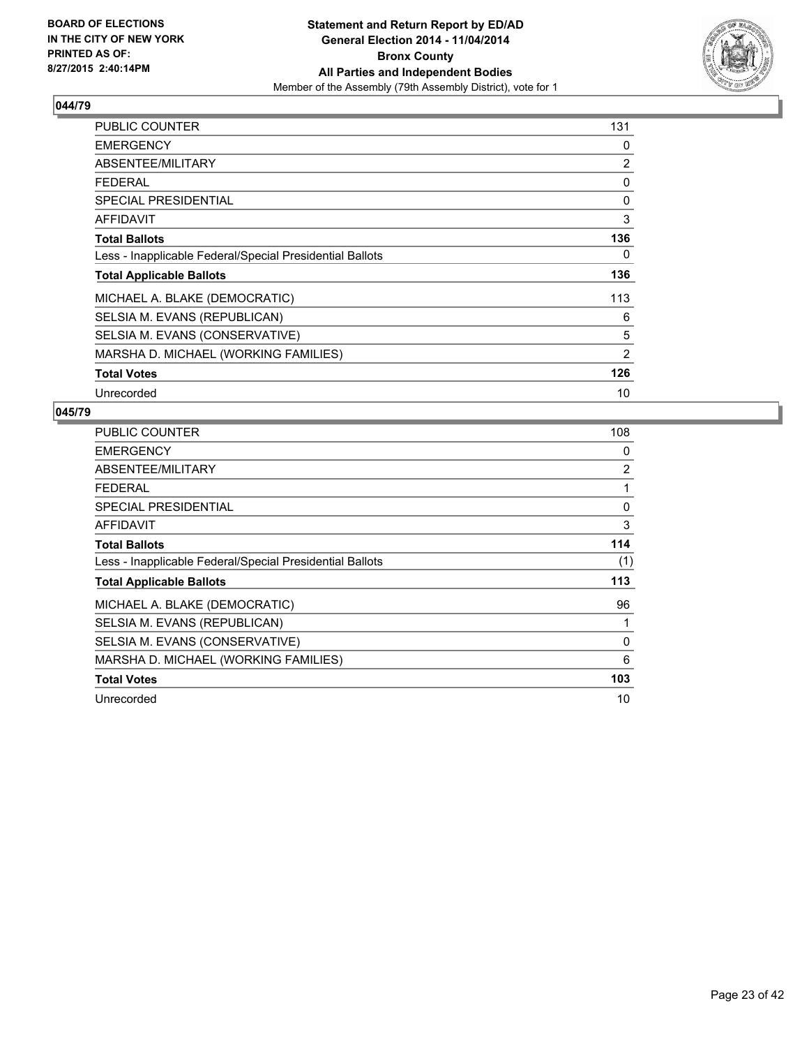**BOARD OF ELECTIONS IN THE CITY OF NEW YORK PRINTED AS OF: 8/27/2015 2:40:14PM**

**Statement and Return Report by ED/AD General Election 2014 - 11/04/2014 Bronx County All Parties and Independent Bodies**
Member of the Assembly (79th Assembly District), vote for 1

## 044/79

| | |
|---|---|
| PUBLIC COUNTER | 131 |
| EMERGENCY | 0 |
| ABSENTEE/MILITARY | 2 |
| FEDERAL | 0 |
| SPECIAL PRESIDENTIAL | 0 |
| AFFIDAVIT | 3 |
| **Total Ballots** | **136** |
| Less - Inapplicable Federal/Special Presidential Ballots | 0 |
| **Total Applicable Ballots** | **136** |
| MICHAEL A. BLAKE (DEMOCRATIC) | 113 |
| SELSIA M. EVANS (REPUBLICAN) | 6 |
| SELSIA M. EVANS (CONSERVATIVE) | 5 |
| MARSHA D. MICHAEL (WORKING FAMILIES) | 2 |
| **Total Votes** | **126** |
| Unrecorded | 10 |

## 045/79

| | |
|---|---|
| PUBLIC COUNTER | 108 |
| EMERGENCY | 0 |
| ABSENTEE/MILITARY | 2 |
| FEDERAL | 1 |
| SPECIAL PRESIDENTIAL | 0 |
| AFFIDAVIT | 3 |
| **Total Ballots** | **114** |
| Less - Inapplicable Federal/Special Presidential Ballots | (1) |
| **Total Applicable Ballots** | **113** |
| MICHAEL A. BLAKE (DEMOCRATIC) | 96 |
| SELSIA M. EVANS (REPUBLICAN) | 1 |
| SELSIA M. EVANS (CONSERVATIVE) | 0 |
| MARSHA D. MICHAEL (WORKING FAMILIES) | 6 |
| **Total Votes** | **103** |
| Unrecorded | 10 |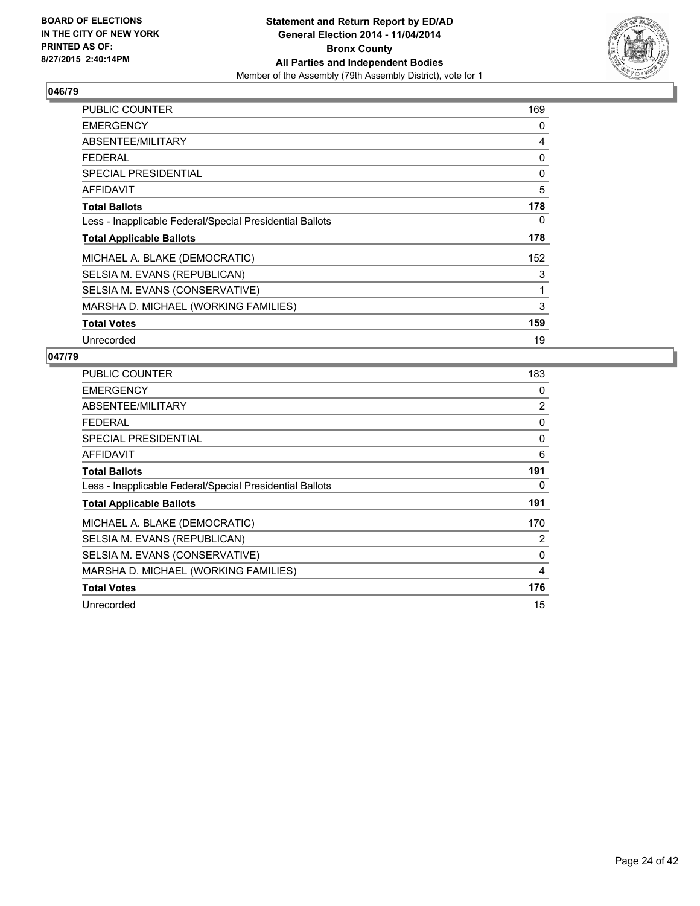**BOARD OF ELECTIONS IN THE CITY OF NEW YORK PRINTED AS OF: 8/27/2015 2:40:14PM**

**Statement and Return Report by ED/AD General Election 2014 - 11/04/2014 Bronx County All Parties and Independent Bodies**

Member of the Assembly (79th Assembly District), vote for 1

## 046/79

| | |
|---|---|
| PUBLIC COUNTER | 169 |
| EMERGENCY | 0 |
| ABSENTEE/MILITARY | 4 |
| FEDERAL | 0 |
| SPECIAL PRESIDENTIAL | 0 |
| AFFIDAVIT | 5 |
| **Total Ballots** | **178** |
| Less - Inapplicable Federal/Special Presidential Ballots | 0 |
| **Total Applicable Ballots** | **178** |
| MICHAEL A. BLAKE (DEMOCRATIC) | 152 |
| SELSIA M. EVANS (REPUBLICAN) | 3 |
| SELSIA M. EVANS (CONSERVATIVE) | 1 |
| MARSHA D. MICHAEL (WORKING FAMILIES) | 3 |
| **Total Votes** | **159** |
| Unrecorded | 19 |

## 047/79

| | |
|---|---|
| PUBLIC COUNTER | 183 |
| EMERGENCY | 0 |
| ABSENTEE/MILITARY | 2 |
| FEDERAL | 0 |
| SPECIAL PRESIDENTIAL | 0 |
| AFFIDAVIT | 6 |
| **Total Ballots** | **191** |
| Less - Inapplicable Federal/Special Presidential Ballots | 0 |
| **Total Applicable Ballots** | **191** |
| MICHAEL A. BLAKE (DEMOCRATIC) | 170 |
| SELSIA M. EVANS (REPUBLICAN) | 2 |
| SELSIA M. EVANS (CONSERVATIVE) | 0 |
| MARSHA D. MICHAEL (WORKING FAMILIES) | 4 |
| **Total Votes** | **176** |
| Unrecorded | 15 |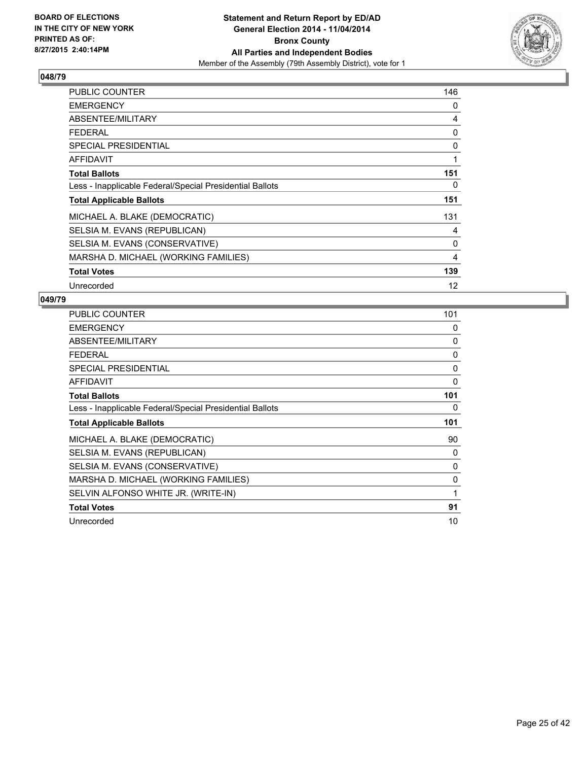BOARD OF ELECTIONS
IN THE CITY OF NEW YORK
PRINTED AS OF:
8/27/2015 2:40:14PM

**Statement and Return Report by ED/AD**
**General Election 2014 - 11/04/2014**
**Bronx County**
**All Parties and Independent Bodies**
Member of the Assembly (79th Assembly District), vote for 1

**048/79**

| | |
|---|---|
| PUBLIC COUNTER | 146 |
| EMERGENCY | 0 |
| ABSENTEE/MILITARY | 4 |
| FEDERAL | 0 |
| SPECIAL PRESIDENTIAL | 0 |
| AFFIDAVIT | 1 |
| **Total Ballots** | **151** |
| Less - Inapplicable Federal/Special Presidential Ballots | 0 |
| **Total Applicable Ballots** | **151** |
| MICHAEL A. BLAKE (DEMOCRATIC) | 131 |
| SELSIA M. EVANS (REPUBLICAN) | 4 |
| SELSIA M. EVANS (CONSERVATIVE) | 0 |
| MARSHA D. MICHAEL (WORKING FAMILIES) | 4 |
| **Total Votes** | **139** |
| Unrecorded | 12 |

**049/79**

| | |
|---|---|
| PUBLIC COUNTER | 101 |
| EMERGENCY | 0 |
| ABSENTEE/MILITARY | 0 |
| FEDERAL | 0 |
| SPECIAL PRESIDENTIAL | 0 |
| AFFIDAVIT | 0 |
| **Total Ballots** | **101** |
| Less - Inapplicable Federal/Special Presidential Ballots | 0 |
| **Total Applicable Ballots** | **101** |
| MICHAEL A. BLAKE (DEMOCRATIC) | 90 |
| SELSIA M. EVANS (REPUBLICAN) | 0 |
| SELSIA M. EVANS (CONSERVATIVE) | 0 |
| MARSHA D. MICHAEL (WORKING FAMILIES) | 0 |
| SELVIN ALFONSO WHITE JR. (WRITE-IN) | 1 |
| **Total Votes** | **91** |
| Unrecorded | 10 |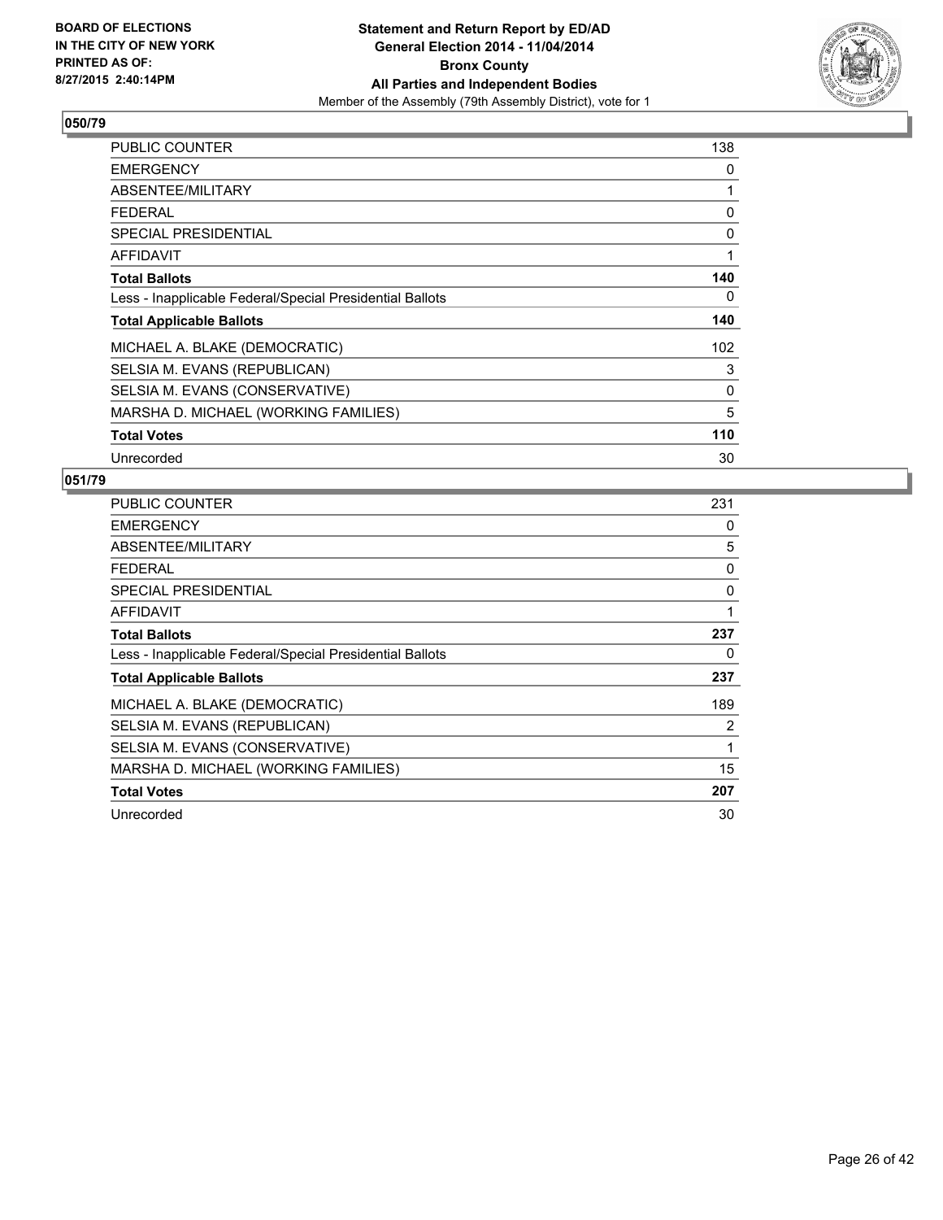**BOARD OF ELECTIONS IN THE CITY OF NEW YORK PRINTED AS OF: 8/27/2015 2:40:14PM**

**Statement and Return Report by ED/AD**
**General Election 2014 - 11/04/2014**
**Bronx County**
**All Parties and Independent Bodies**
Member of the Assembly (79th Assembly District), vote for 1

## 050/79

| | |
|---|---|
| PUBLIC COUNTER | 138 |
| EMERGENCY | 0 |
| ABSENTEE/MILITARY | 1 |
| FEDERAL | 0 |
| SPECIAL PRESIDENTIAL | 0 |
| AFFIDAVIT | 1 |
| **Total Ballots** | **140** |
| Less - Inapplicable Federal/Special Presidential Ballots | 0 |
| **Total Applicable Ballots** | **140** |
| MICHAEL A. BLAKE (DEMOCRATIC) | 102 |
| SELSIA M. EVANS (REPUBLICAN) | 3 |
| SELSIA M. EVANS (CONSERVATIVE) | 0 |
| MARSHA D. MICHAEL (WORKING FAMILIES) | 5 |
| **Total Votes** | **110** |
| Unrecorded | 30 |

## 051/79

| | |
|---|---|
| PUBLIC COUNTER | 231 |
| EMERGENCY | 0 |
| ABSENTEE/MILITARY | 5 |
| FEDERAL | 0 |
| SPECIAL PRESIDENTIAL | 0 |
| AFFIDAVIT | 1 |
| **Total Ballots** | **237** |
| Less - Inapplicable Federal/Special Presidential Ballots | 0 |
| **Total Applicable Ballots** | **237** |
| MICHAEL A. BLAKE (DEMOCRATIC) | 189 |
| SELSIA M. EVANS (REPUBLICAN) | 2 |
| SELSIA M. EVANS (CONSERVATIVE) | 1 |
| MARSHA D. MICHAEL (WORKING FAMILIES) | 15 |
| **Total Votes** | **207** |
| Unrecorded | 30 |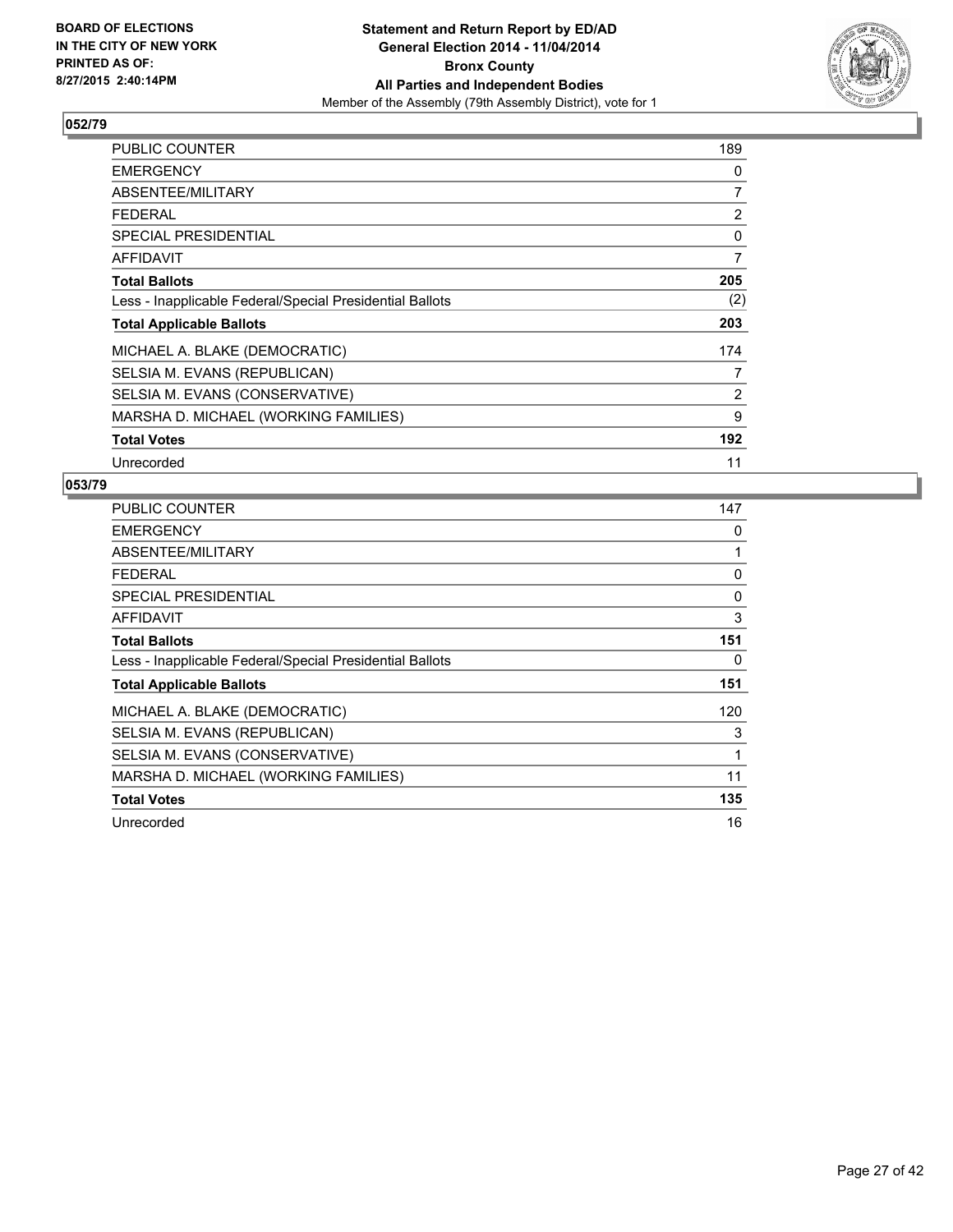**BOARD OF ELECTIONS IN THE CITY OF NEW YORK PRINTED AS OF: 8/27/2015 2:40:14PM**

**Statement and Return Report by ED/AD General Election 2014 - 11/04/2014 Bronx County All Parties and Independent Bodies**
Member of the Assembly (79th Assembly District), vote for 1

## 052/79

| | |
|---|---|
| PUBLIC COUNTER | 189 |
| EMERGENCY | 0 |
| ABSENTEE/MILITARY | 7 |
| FEDERAL | 2 |
| SPECIAL PRESIDENTIAL | 0 |
| AFFIDAVIT | 7 |
| **Total Ballots** | **205** |
| Less - Inapplicable Federal/Special Presidential Ballots | (2) |
| **Total Applicable Ballots** | **203** |
| MICHAEL A. BLAKE (DEMOCRATIC) | 174 |
| SELSIA M. EVANS (REPUBLICAN) | 7 |
| SELSIA M. EVANS (CONSERVATIVE) | 2 |
| MARSHA D. MICHAEL (WORKING FAMILIES) | 9 |
| **Total Votes** | **192** |
| Unrecorded | 11 |

## 053/79

| | |
|---|---|
| PUBLIC COUNTER | 147 |
| EMERGENCY | 0 |
| ABSENTEE/MILITARY | 1 |
| FEDERAL | 0 |
| SPECIAL PRESIDENTIAL | 0 |
| AFFIDAVIT | 3 |
| **Total Ballots** | **151** |
| Less - Inapplicable Federal/Special Presidential Ballots | 0 |
| **Total Applicable Ballots** | **151** |
| MICHAEL A. BLAKE (DEMOCRATIC) | 120 |
| SELSIA M. EVANS (REPUBLICAN) | 3 |
| SELSIA M. EVANS (CONSERVATIVE) | 1 |
| MARSHA D. MICHAEL (WORKING FAMILIES) | 11 |
| **Total Votes** | **135** |
| Unrecorded | 16 |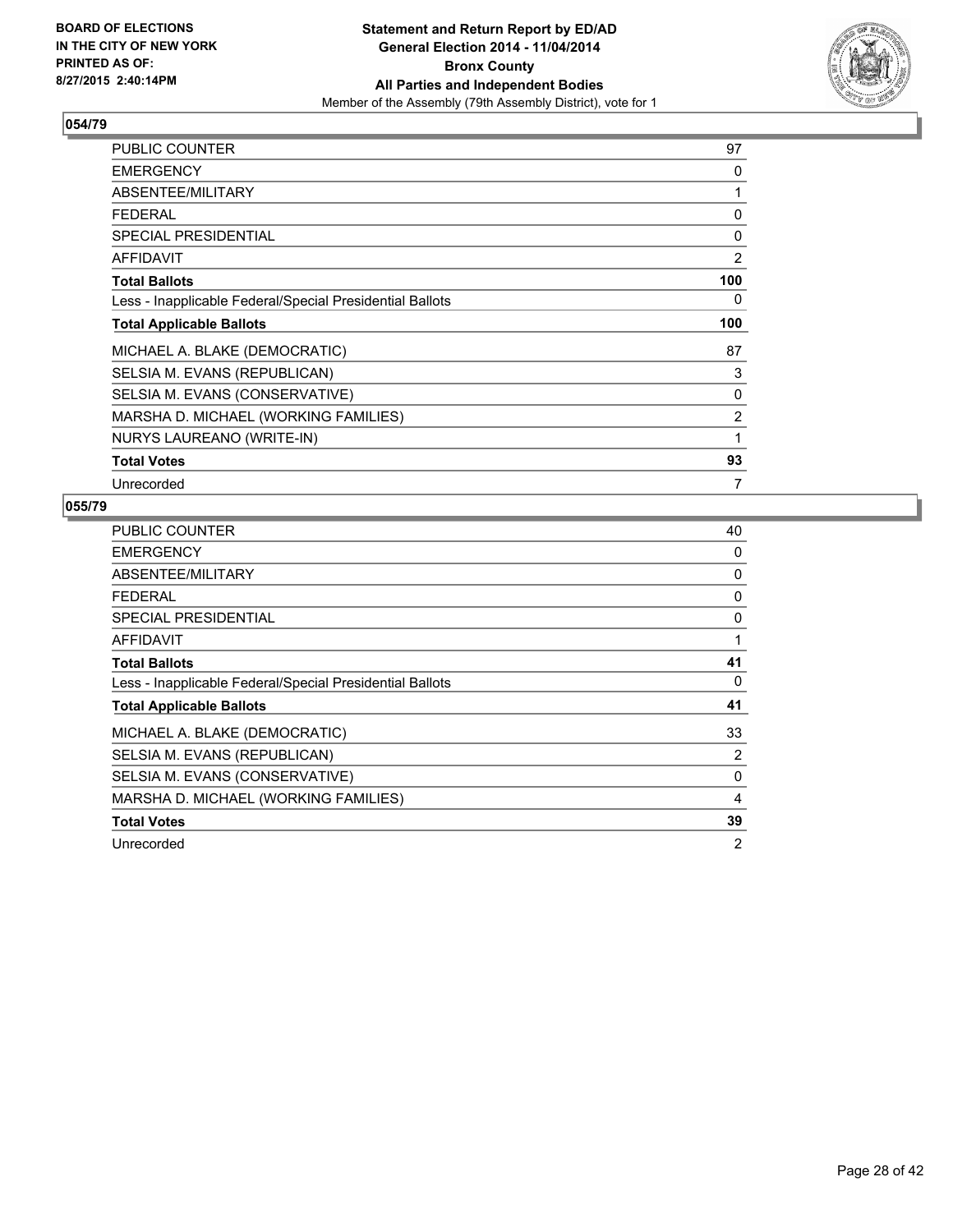**BOARD OF ELECTIONS IN THE CITY OF NEW YORK PRINTED AS OF: 8/27/2015 2:40:14PM**

**Statement and Return Report by ED/AD General Election 2014 - 11/04/2014 Bronx County All Parties and Independent Bodies**

Member of the Assembly (79th Assembly District), vote for 1

## 054/79

| | |
|---|---|
| PUBLIC COUNTER | 97 |
| EMERGENCY | 0 |
| ABSENTEE/MILITARY | 1 |
| FEDERAL | 0 |
| SPECIAL PRESIDENTIAL | 0 |
| AFFIDAVIT | 2 |
| **Total Ballots** | **100** |
| Less - Inapplicable Federal/Special Presidential Ballots | 0 |
| **Total Applicable Ballots** | **100** |
| MICHAEL A. BLAKE (DEMOCRATIC) | 87 |
| SELSIA M. EVANS (REPUBLICAN) | 3 |
| SELSIA M. EVANS (CONSERVATIVE) | 0 |
| MARSHA D. MICHAEL (WORKING FAMILIES) | 2 |
| NURYS LAUREANO (WRITE-IN) | 1 |
| **Total Votes** | **93** |
| Unrecorded | 7 |

## 055/79

| | |
|---|---|
| PUBLIC COUNTER | 40 |
| EMERGENCY | 0 |
| ABSENTEE/MILITARY | 0 |
| FEDERAL | 0 |
| SPECIAL PRESIDENTIAL | 0 |
| AFFIDAVIT | 1 |
| **Total Ballots** | **41** |
| Less - Inapplicable Federal/Special Presidential Ballots | 0 |
| **Total Applicable Ballots** | **41** |
| MICHAEL A. BLAKE (DEMOCRATIC) | 33 |
| SELSIA M. EVANS (REPUBLICAN) | 2 |
| SELSIA M. EVANS (CONSERVATIVE) | 0 |
| MARSHA D. MICHAEL (WORKING FAMILIES) | 4 |
| **Total Votes** | **39** |
| Unrecorded | 2 |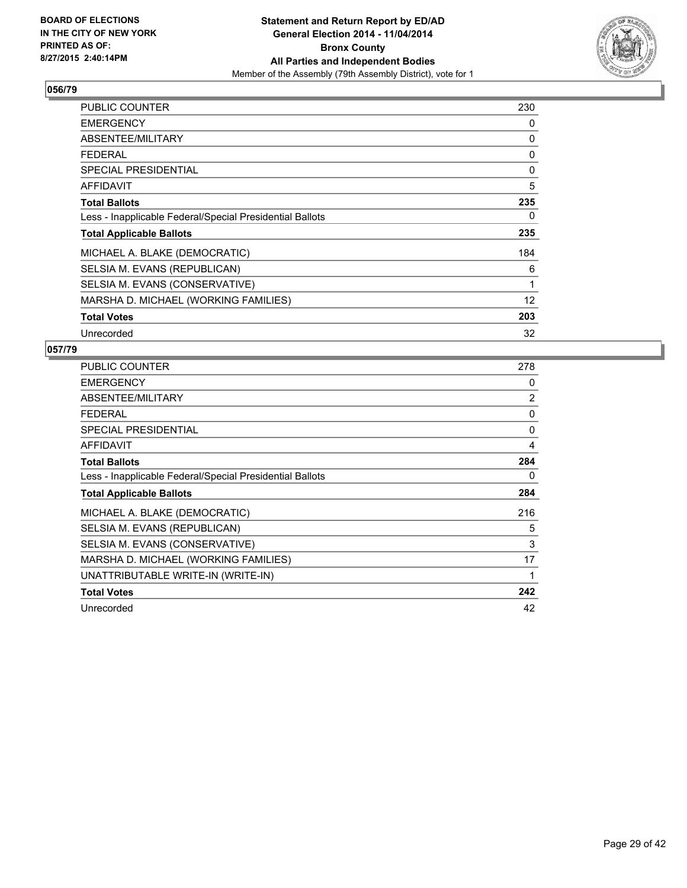**BOARD OF ELECTIONS IN THE CITY OF NEW YORK PRINTED AS OF: 8/27/2015 2:40:14PM**

**Statement and Return Report by ED/AD**
**General Election 2014 - 11/04/2014**
**Bronx County**
**All Parties and Independent Bodies**
Member of the Assembly (79th Assembly District), vote for 1

## 056/79

| | |
|---|---|
| PUBLIC COUNTER | 230 |
| EMERGENCY | 0 |
| ABSENTEE/MILITARY | 0 |
| FEDERAL | 0 |
| SPECIAL PRESIDENTIAL | 0 |
| AFFIDAVIT | 5 |
| **Total Ballots** | **235** |
| Less - Inapplicable Federal/Special Presidential Ballots | 0 |
| **Total Applicable Ballots** | **235** |
| MICHAEL A. BLAKE (DEMOCRATIC) | 184 |
| SELSIA M. EVANS (REPUBLICAN) | 6 |
| SELSIA M. EVANS (CONSERVATIVE) | 1 |
| MARSHA D. MICHAEL (WORKING FAMILIES) | 12 |
| **Total Votes** | **203** |
| Unrecorded | 32 |

## 057/79

| | |
|---|---|
| PUBLIC COUNTER | 278 |
| EMERGENCY | 0 |
| ABSENTEE/MILITARY | 2 |
| FEDERAL | 0 |
| SPECIAL PRESIDENTIAL | 0 |
| AFFIDAVIT | 4 |
| **Total Ballots** | **284** |
| Less - Inapplicable Federal/Special Presidential Ballots | 0 |
| **Total Applicable Ballots** | **284** |
| MICHAEL A. BLAKE (DEMOCRATIC) | 216 |
| SELSIA M. EVANS (REPUBLICAN) | 5 |
| SELSIA M. EVANS (CONSERVATIVE) | 3 |
| MARSHA D. MICHAEL (WORKING FAMILIES) | 17 |
| UNATTRIBUTABLE WRITE-IN (WRITE-IN) | 1 |
| **Total Votes** | **242** |
| Unrecorded | 42 |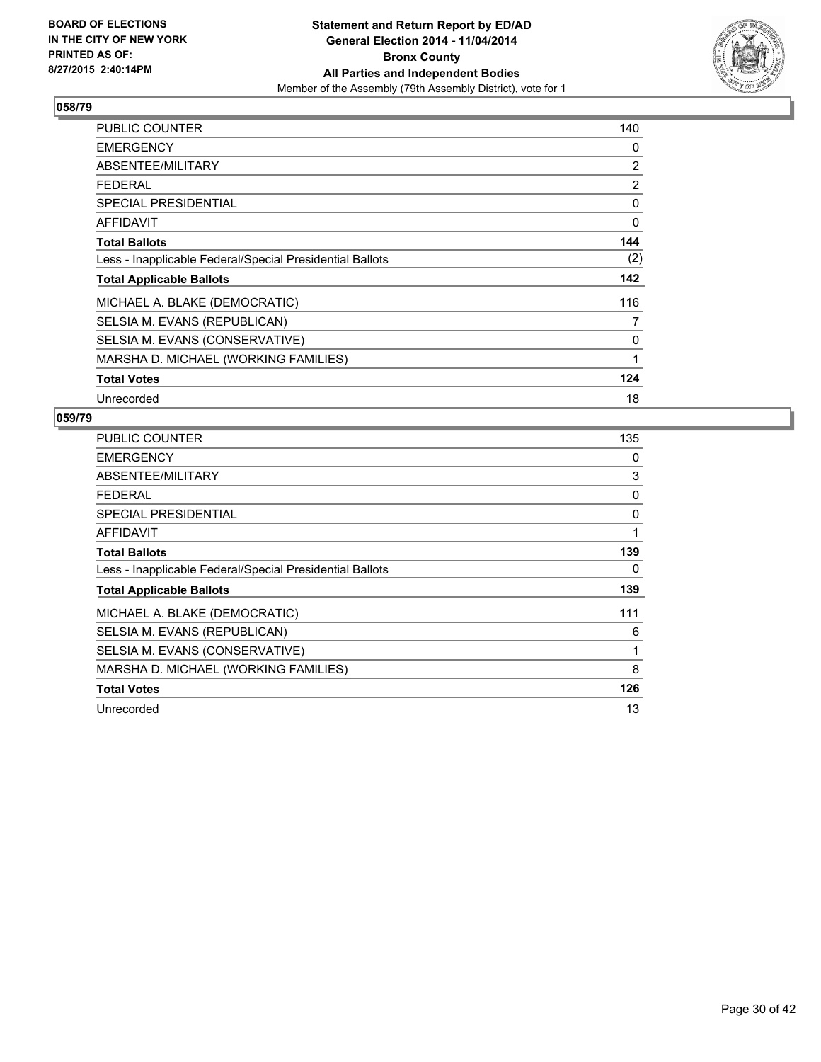## 058/79

| | |
|---|---|
| PUBLIC COUNTER | 140 |
| EMERGENCY | 0 |
| ABSENTEE/MILITARY | 2 |
| FEDERAL | 2 |
| SPECIAL PRESIDENTIAL | 0 |
| AFFIDAVIT | 0 |
| **Total Ballots** | **144** |
| Less - Inapplicable Federal/Special Presidential Ballots | (2) |
| **Total Applicable Ballots** | **142** |
| MICHAEL A. BLAKE (DEMOCRATIC) | 116 |
| SELSIA M. EVANS (REPUBLICAN) | 7 |
| SELSIA M. EVANS (CONSERVATIVE) | 0 |
| MARSHA D. MICHAEL (WORKING FAMILIES) | 1 |
| **Total Votes** | **124** |
| Unrecorded | 18 |

## 059/79

| | |
|---|---|
| PUBLIC COUNTER | 135 |
| EMERGENCY | 0 |
| ABSENTEE/MILITARY | 3 |
| FEDERAL | 0 |
| SPECIAL PRESIDENTIAL | 0 |
| AFFIDAVIT | 1 |
| **Total Ballots** | **139** |
| Less - Inapplicable Federal/Special Presidential Ballots | 0 |
| **Total Applicable Ballots** | **139** |
| MICHAEL A. BLAKE (DEMOCRATIC) | 111 |
| SELSIA M. EVANS (REPUBLICAN) | 6 |
| SELSIA M. EVANS (CONSERVATIVE) | 1 |
| MARSHA D. MICHAEL (WORKING FAMILIES) | 8 |
| **Total Votes** | **126** |
| Unrecorded | 13 |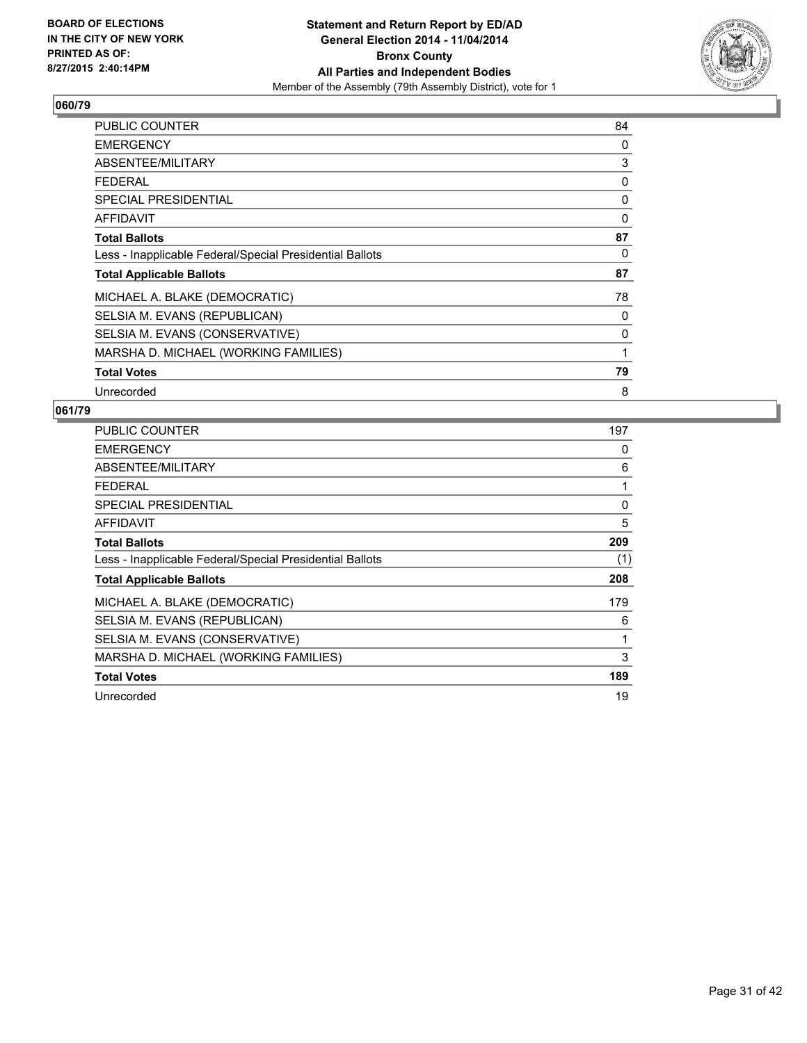**BOARD OF ELECTIONS IN THE CITY OF NEW YORK PRINTED AS OF: 8/27/2015 2:40:14PM**

**Statement and Return Report by ED/AD General Election 2014 - 11/04/2014 Bronx County All Parties and Independent Bodies**

Member of the Assembly (79th Assembly District), vote for 1

## 060/79

| | |
|---|---|
| PUBLIC COUNTER | 84 |
| EMERGENCY | 0 |
| ABSENTEE/MILITARY | 3 |
| FEDERAL | 0 |
| SPECIAL PRESIDENTIAL | 0 |
| AFFIDAVIT | 0 |
| **Total Ballots** | **87** |
| Less - Inapplicable Federal/Special Presidential Ballots | 0 |
| **Total Applicable Ballots** | **87** |
| MICHAEL A. BLAKE (DEMOCRATIC) | 78 |
| SELSIA M. EVANS (REPUBLICAN) | 0 |
| SELSIA M. EVANS (CONSERVATIVE) | 0 |
| MARSHA D. MICHAEL (WORKING FAMILIES) | 1 |
| **Total Votes** | **79** |
| Unrecorded | 8 |

## 061/79

| | |
|---|---|
| PUBLIC COUNTER | 197 |
| EMERGENCY | 0 |
| ABSENTEE/MILITARY | 6 |
| FEDERAL | 1 |
| SPECIAL PRESIDENTIAL | 0 |
| AFFIDAVIT | 5 |
| **Total Ballots** | **209** |
| Less - Inapplicable Federal/Special Presidential Ballots | (1) |
| **Total Applicable Ballots** | **208** |
| MICHAEL A. BLAKE (DEMOCRATIC) | 179 |
| SELSIA M. EVANS (REPUBLICAN) | 6 |
| SELSIA M. EVANS (CONSERVATIVE) | 1 |
| MARSHA D. MICHAEL (WORKING FAMILIES) | 3 |
| **Total Votes** | **189** |
| Unrecorded | 19 |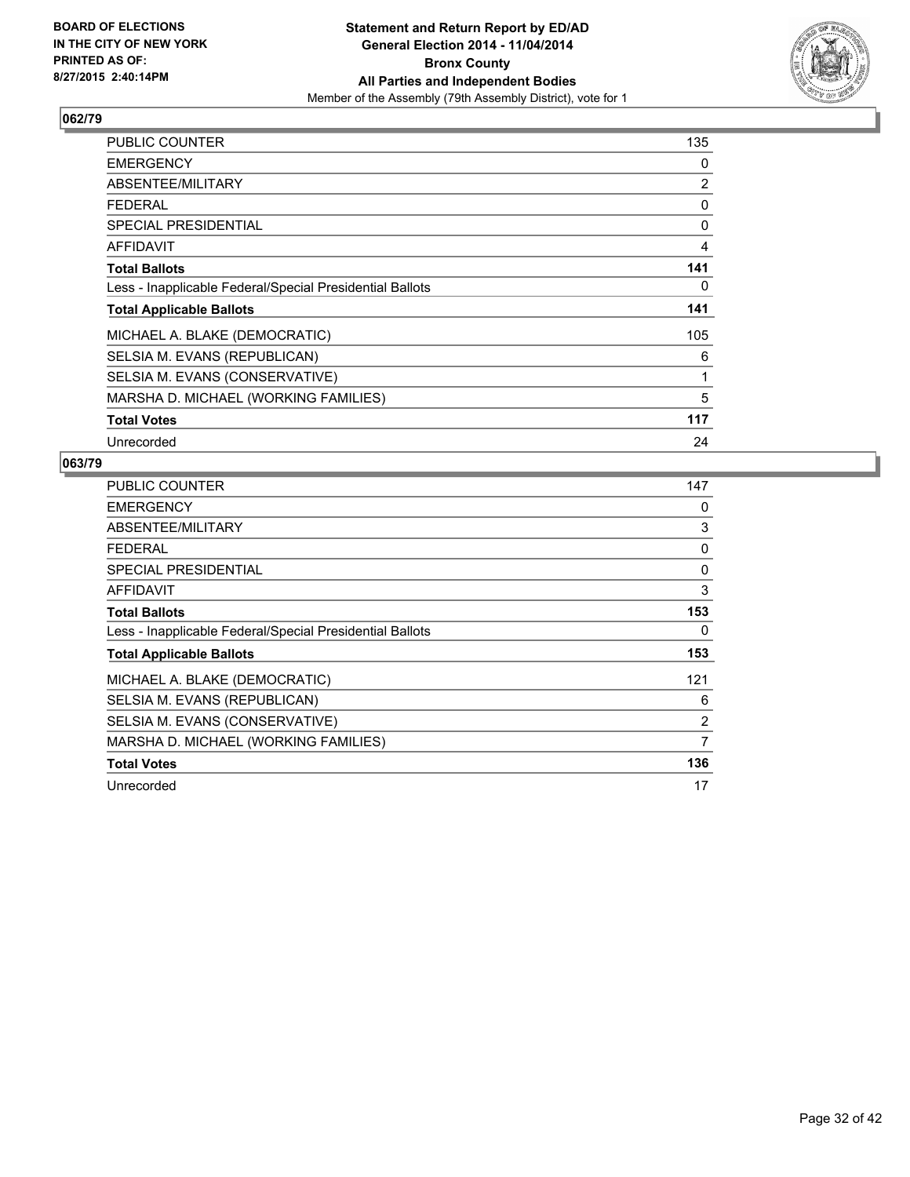**BOARD OF ELECTIONS IN THE CITY OF NEW YORK PRINTED AS OF: 8/27/2015 2:40:14PM**

**Statement and Return Report by ED/AD General Election 2014 - 11/04/2014 Bronx County All Parties and Independent Bodies**

Member of the Assembly (79th Assembly District), vote for 1

## 062/79

| | |
|---|---|
| PUBLIC COUNTER | 135 |
| EMERGENCY | 0 |
| ABSENTEE/MILITARY | 2 |
| FEDERAL | 0 |
| SPECIAL PRESIDENTIAL | 0 |
| AFFIDAVIT | 4 |
| **Total Ballots** | **141** |
| Less - Inapplicable Federal/Special Presidential Ballots | 0 |
| **Total Applicable Ballots** | **141** |
| MICHAEL A. BLAKE (DEMOCRATIC) | 105 |
| SELSIA M. EVANS (REPUBLICAN) | 6 |
| SELSIA M. EVANS (CONSERVATIVE) | 1 |
| MARSHA D. MICHAEL (WORKING FAMILIES) | 5 |
| **Total Votes** | **117** |
| Unrecorded | 24 |

## 063/79

| | |
|---|---|
| PUBLIC COUNTER | 147 |
| EMERGENCY | 0 |
| ABSENTEE/MILITARY | 3 |
| FEDERAL | 0 |
| SPECIAL PRESIDENTIAL | 0 |
| AFFIDAVIT | 3 |
| **Total Ballots** | **153** |
| Less - Inapplicable Federal/Special Presidential Ballots | 0 |
| **Total Applicable Ballots** | **153** |
| MICHAEL A. BLAKE (DEMOCRATIC) | 121 |
| SELSIA M. EVANS (REPUBLICAN) | 6 |
| SELSIA M. EVANS (CONSERVATIVE) | 2 |
| MARSHA D. MICHAEL (WORKING FAMILIES) | 7 |
| **Total Votes** | **136** |
| Unrecorded | 17 |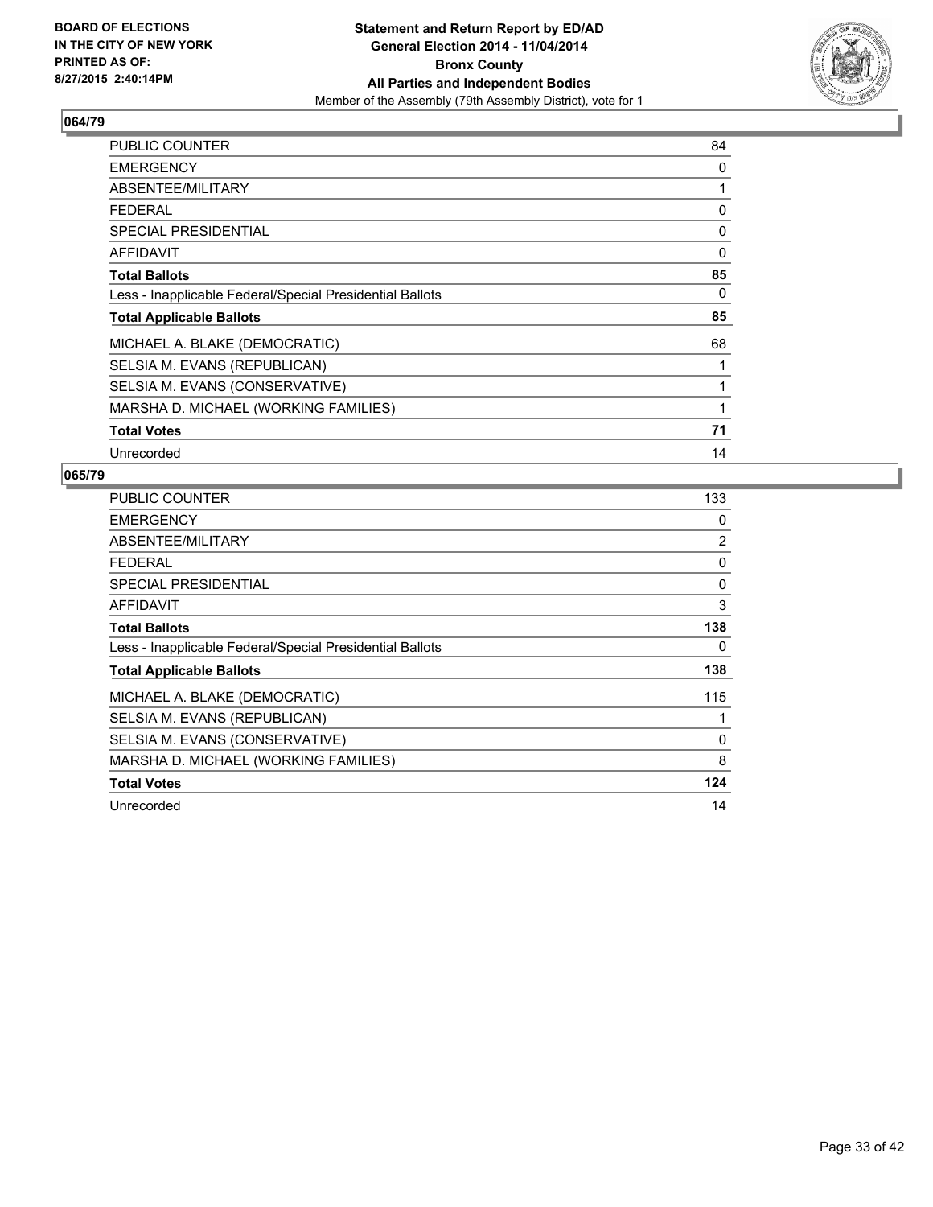**BOARD OF ELECTIONS IN THE CITY OF NEW YORK PRINTED AS OF: 8/27/2015 2:40:14PM**

**Statement and Return Report by ED/AD General Election 2014 - 11/04/2014 Bronx County All Parties and Independent Bodies**
Member of the Assembly (79th Assembly District), vote for 1

## 064/79

| | |
|---|---|
| PUBLIC COUNTER | 84 |
| EMERGENCY | 0 |
| ABSENTEE/MILITARY | 1 |
| FEDERAL | 0 |
| SPECIAL PRESIDENTIAL | 0 |
| AFFIDAVIT | 0 |
| **Total Ballots** | **85** |
| Less - Inapplicable Federal/Special Presidential Ballots | 0 |
| **Total Applicable Ballots** | **85** |
| MICHAEL A. BLAKE (DEMOCRATIC) | 68 |
| SELSIA M. EVANS (REPUBLICAN) | 1 |
| SELSIA M. EVANS (CONSERVATIVE) | 1 |
| MARSHA D. MICHAEL (WORKING FAMILIES) | 1 |
| **Total Votes** | **71** |
| Unrecorded | 14 |

## 065/79

| | |
|---|---|
| PUBLIC COUNTER | 133 |
| EMERGENCY | 0 |
| ABSENTEE/MILITARY | 2 |
| FEDERAL | 0 |
| SPECIAL PRESIDENTIAL | 0 |
| AFFIDAVIT | 3 |
| **Total Ballots** | **138** |
| Less - Inapplicable Federal/Special Presidential Ballots | 0 |
| **Total Applicable Ballots** | **138** |
| MICHAEL A. BLAKE (DEMOCRATIC) | 115 |
| SELSIA M. EVANS (REPUBLICAN) | 1 |
| SELSIA M. EVANS (CONSERVATIVE) | 0 |
| MARSHA D. MICHAEL (WORKING FAMILIES) | 8 |
| **Total Votes** | **124** |
| Unrecorded | 14 |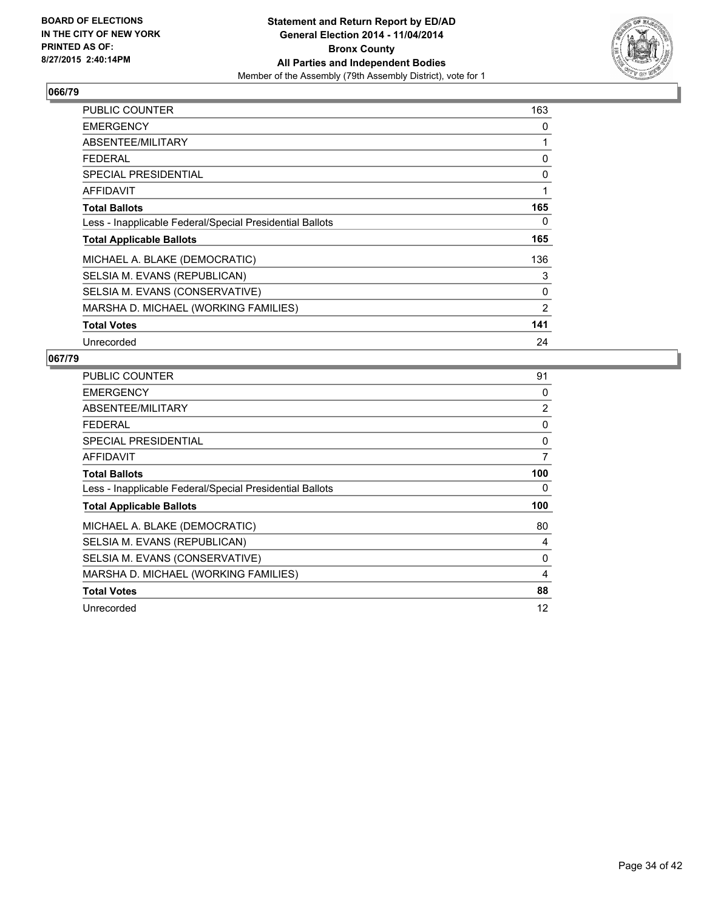BOARD OF ELECTIONS
IN THE CITY OF NEW YORK
PRINTED AS OF:
8/27/2015 2:40:14PM

**Statement and Return Report by ED/AD**
**General Election 2014 - 11/04/2014**
**Bronx County**
**All Parties and Independent Bodies**
Member of the Assembly (79th Assembly District), vote for 1

## 066/79

| | |
|---|---|
| PUBLIC COUNTER | 163 |
| EMERGENCY | 0 |
| ABSENTEE/MILITARY | 1 |
| FEDERAL | 0 |
| SPECIAL PRESIDENTIAL | 0 |
| AFFIDAVIT | 1 |
| **Total Ballots** | **165** |
| Less - Inapplicable Federal/Special Presidential Ballots | 0 |
| **Total Applicable Ballots** | **165** |
| MICHAEL A. BLAKE (DEMOCRATIC) | 136 |
| SELSIA M. EVANS (REPUBLICAN) | 3 |
| SELSIA M. EVANS (CONSERVATIVE) | 0 |
| MARSHA D. MICHAEL (WORKING FAMILIES) | 2 |
| **Total Votes** | **141** |
| Unrecorded | 24 |

## 067/79

| | |
|---|---|
| PUBLIC COUNTER | 91 |
| EMERGENCY | 0 |
| ABSENTEE/MILITARY | 2 |
| FEDERAL | 0 |
| SPECIAL PRESIDENTIAL | 0 |
| AFFIDAVIT | 7 |
| **Total Ballots** | **100** |
| Less - Inapplicable Federal/Special Presidential Ballots | 0 |
| **Total Applicable Ballots** | **100** |
| MICHAEL A. BLAKE (DEMOCRATIC) | 80 |
| SELSIA M. EVANS (REPUBLICAN) | 4 |
| SELSIA M. EVANS (CONSERVATIVE) | 0 |
| MARSHA D. MICHAEL (WORKING FAMILIES) | 4 |
| **Total Votes** | **88** |
| Unrecorded | 12 |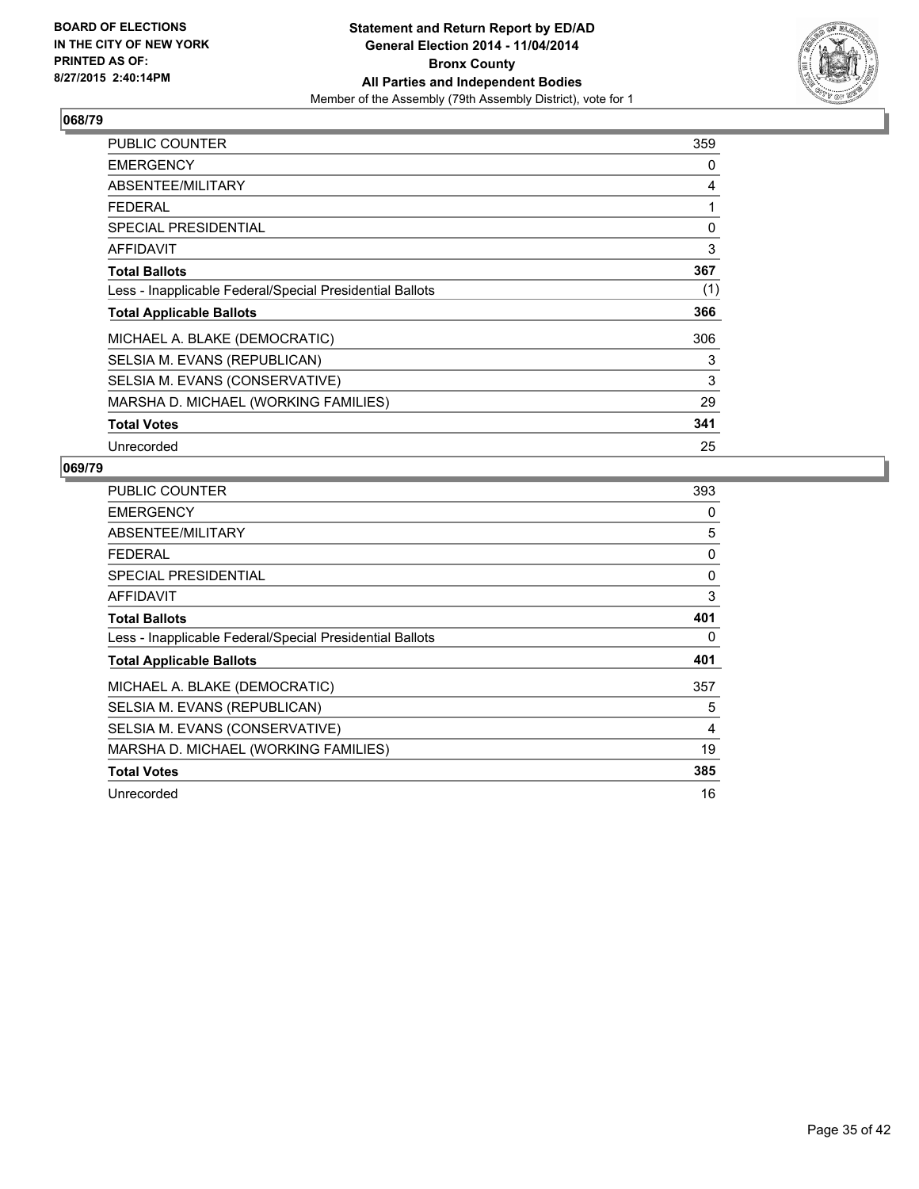**BOARD OF ELECTIONS IN THE CITY OF NEW YORK PRINTED AS OF: 8/27/2015 2:40:14PM**

**Statement and Return Report by ED/AD**
**General Election 2014 - 11/04/2014**
**Bronx County**
**All Parties and Independent Bodies**
Member of the Assembly (79th Assembly District), vote for 1

## 068/79

| | |
|---|---|
| PUBLIC COUNTER | 359 |
| EMERGENCY | 0 |
| ABSENTEE/MILITARY | 4 |
| FEDERAL | 1 |
| SPECIAL PRESIDENTIAL | 0 |
| AFFIDAVIT | 3 |
| **Total Ballots** | **367** |
| Less - Inapplicable Federal/Special Presidential Ballots | (1) |
| **Total Applicable Ballots** | **366** |
| MICHAEL A. BLAKE (DEMOCRATIC) | 306 |
| SELSIA M. EVANS (REPUBLICAN) | 3 |
| SELSIA M. EVANS (CONSERVATIVE) | 3 |
| MARSHA D. MICHAEL (WORKING FAMILIES) | 29 |
| **Total Votes** | **341** |
| Unrecorded | 25 |

## 069/79

| | |
|---|---|
| PUBLIC COUNTER | 393 |
| EMERGENCY | 0 |
| ABSENTEE/MILITARY | 5 |
| FEDERAL | 0 |
| SPECIAL PRESIDENTIAL | 0 |
| AFFIDAVIT | 3 |
| **Total Ballots** | **401** |
| Less - Inapplicable Federal/Special Presidential Ballots | 0 |
| **Total Applicable Ballots** | **401** |
| MICHAEL A. BLAKE (DEMOCRATIC) | 357 |
| SELSIA M. EVANS (REPUBLICAN) | 5 |
| SELSIA M. EVANS (CONSERVATIVE) | 4 |
| MARSHA D. MICHAEL (WORKING FAMILIES) | 19 |
| **Total Votes** | **385** |
| Unrecorded | 16 |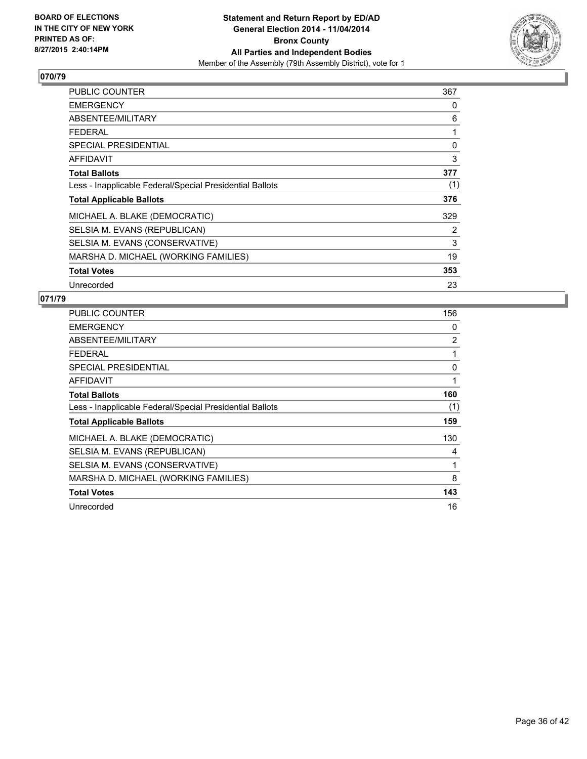**BOARD OF ELECTIONS IN THE CITY OF NEW YORK PRINTED AS OF: 8/27/2015 2:40:14PM**

**Statement and Return Report by ED/AD General Election 2014 - 11/04/2014 Bronx County All Parties and Independent Bodies**
Member of the Assembly (79th Assembly District), vote for 1

## 070/79

| | |
|---|---|
| PUBLIC COUNTER | 367 |
| EMERGENCY | 0 |
| ABSENTEE/MILITARY | 6 |
| FEDERAL | 1 |
| SPECIAL PRESIDENTIAL | 0 |
| AFFIDAVIT | 3 |
| **Total Ballots** | **377** |
| Less - Inapplicable Federal/Special Presidential Ballots | (1) |
| **Total Applicable Ballots** | **376** |
| MICHAEL A. BLAKE (DEMOCRATIC) | 329 |
| SELSIA M. EVANS (REPUBLICAN) | 2 |
| SELSIA M. EVANS (CONSERVATIVE) | 3 |
| MARSHA D. MICHAEL (WORKING FAMILIES) | 19 |
| **Total Votes** | **353** |
| Unrecorded | 23 |

## 071/79

| | |
|---|---|
| PUBLIC COUNTER | 156 |
| EMERGENCY | 0 |
| ABSENTEE/MILITARY | 2 |
| FEDERAL | 1 |
| SPECIAL PRESIDENTIAL | 0 |
| AFFIDAVIT | 1 |
| **Total Ballots** | **160** |
| Less - Inapplicable Federal/Special Presidential Ballots | (1) |
| **Total Applicable Ballots** | **159** |
| MICHAEL A. BLAKE (DEMOCRATIC) | 130 |
| SELSIA M. EVANS (REPUBLICAN) | 4 |
| SELSIA M. EVANS (CONSERVATIVE) | 1 |
| MARSHA D. MICHAEL (WORKING FAMILIES) | 8 |
| **Total Votes** | **143** |
| Unrecorded | 16 |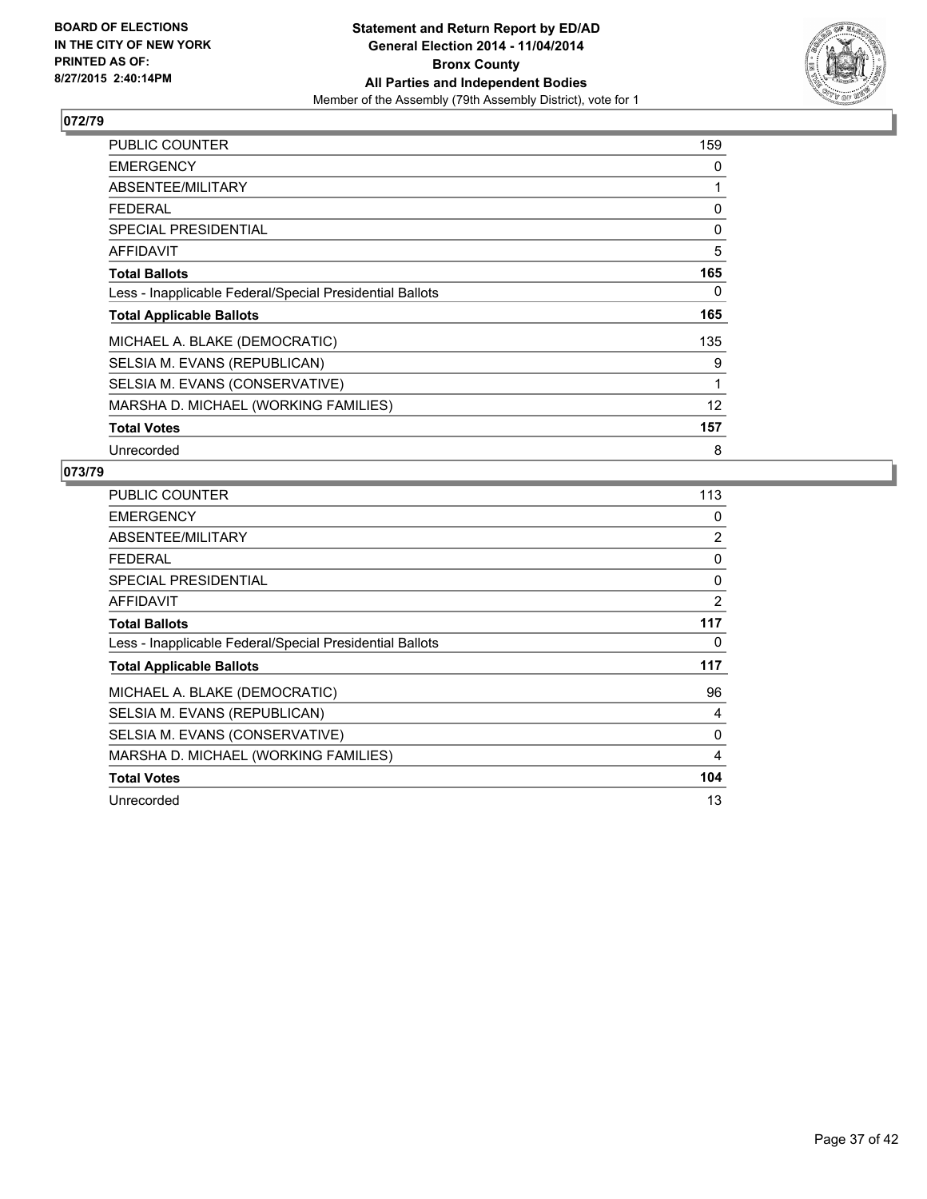BOARD OF ELECTIONS
IN THE CITY OF NEW YORK
PRINTED AS OF:
8/27/2015 2:40:14PM

**Statement and Return Report by ED/AD**
**General Election 2014 - 11/04/2014**
**Bronx County**
**All Parties and Independent Bodies**
Member of the Assembly (79th Assembly District), vote for 1

## 072/79

| | |
|---|---|
| PUBLIC COUNTER | 159 |
| EMERGENCY | 0 |
| ABSENTEE/MILITARY | 1 |
| FEDERAL | 0 |
| SPECIAL PRESIDENTIAL | 0 |
| AFFIDAVIT | 5 |
| **Total Ballots** | **165** |
| Less - Inapplicable Federal/Special Presidential Ballots | 0 |
| **Total Applicable Ballots** | **165** |
| MICHAEL A. BLAKE (DEMOCRATIC) | 135 |
| SELSIA M. EVANS (REPUBLICAN) | 9 |
| SELSIA M. EVANS (CONSERVATIVE) | 1 |
| MARSHA D. MICHAEL (WORKING FAMILIES) | 12 |
| **Total Votes** | **157** |
| Unrecorded | 8 |

## 073/79

| | |
|---|---|
| PUBLIC COUNTER | 113 |
| EMERGENCY | 0 |
| ABSENTEE/MILITARY | 2 |
| FEDERAL | 0 |
| SPECIAL PRESIDENTIAL | 0 |
| AFFIDAVIT | 2 |
| **Total Ballots** | **117** |
| Less - Inapplicable Federal/Special Presidential Ballots | 0 |
| **Total Applicable Ballots** | **117** |
| MICHAEL A. BLAKE (DEMOCRATIC) | 96 |
| SELSIA M. EVANS (REPUBLICAN) | 4 |
| SELSIA M. EVANS (CONSERVATIVE) | 0 |
| MARSHA D. MICHAEL (WORKING FAMILIES) | 4 |
| **Total Votes** | **104** |
| Unrecorded | 13 |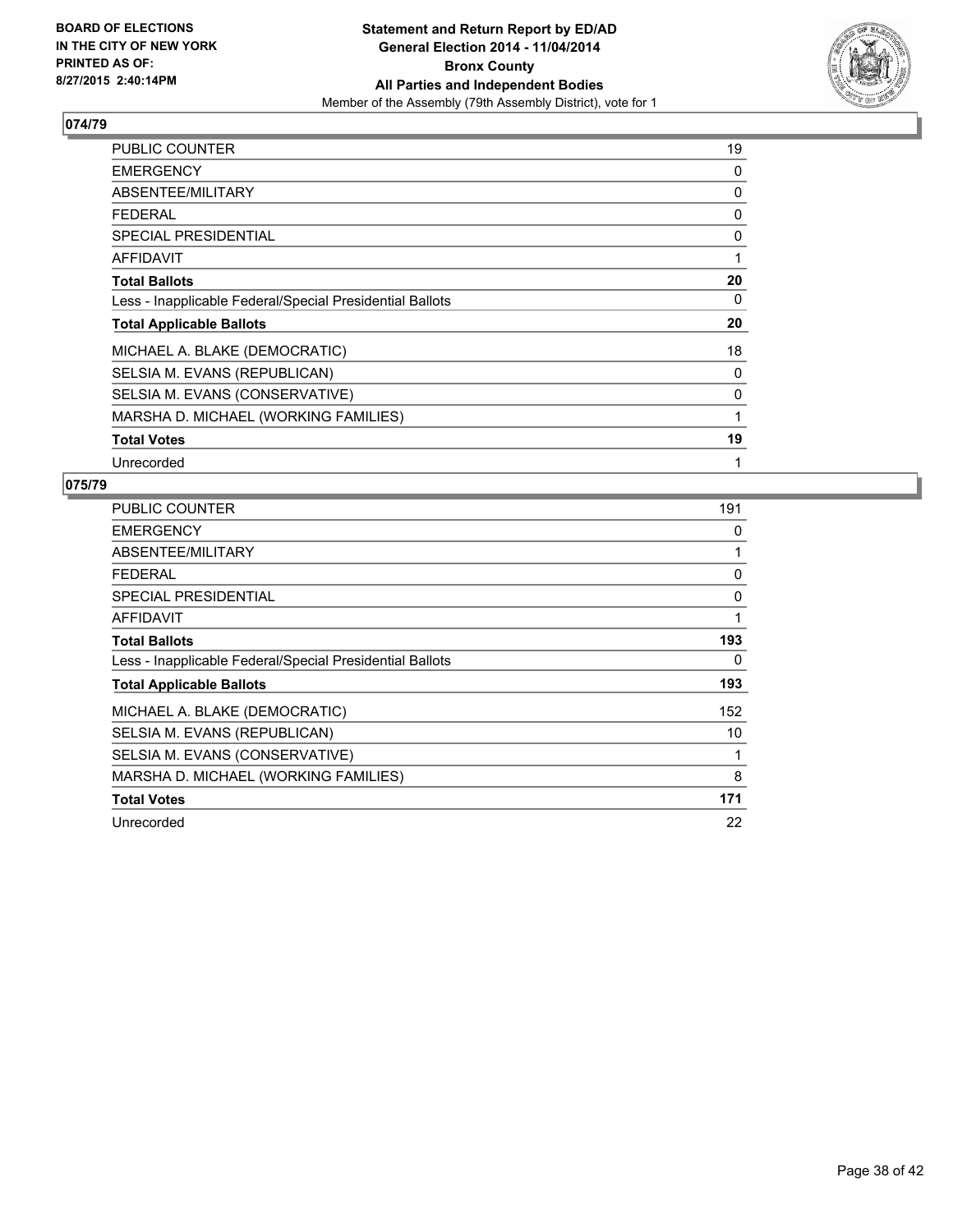**BOARD OF ELECTIONS IN THE CITY OF NEW YORK PRINTED AS OF: 8/27/2015 2:40:14PM**

**Statement and Return Report by ED/AD**
**General Election 2014 - 11/04/2014**
**Bronx County**
**All Parties and Independent Bodies**
Member of the Assembly (79th Assembly District), vote for 1

## 074/79

| | |
|---|---|
| PUBLIC COUNTER | 19 |
| EMERGENCY | 0 |
| ABSENTEE/MILITARY | 0 |
| FEDERAL | 0 |
| SPECIAL PRESIDENTIAL | 0 |
| AFFIDAVIT | 1 |
| **Total Ballots** | **20** |
| Less - Inapplicable Federal/Special Presidential Ballots | 0 |
| **Total Applicable Ballots** | **20** |
| MICHAEL A. BLAKE (DEMOCRATIC) | 18 |
| SELSIA M. EVANS (REPUBLICAN) | 0 |
| SELSIA M. EVANS (CONSERVATIVE) | 0 |
| MARSHA D. MICHAEL (WORKING FAMILIES) | 1 |
| **Total Votes** | **19** |
| Unrecorded | 1 |

## 075/79

| | |
|---|---|
| PUBLIC COUNTER | 191 |
| EMERGENCY | 0 |
| ABSENTEE/MILITARY | 1 |
| FEDERAL | 0 |
| SPECIAL PRESIDENTIAL | 0 |
| AFFIDAVIT | 1 |
| **Total Ballots** | **193** |
| Less - Inapplicable Federal/Special Presidential Ballots | 0 |
| **Total Applicable Ballots** | **193** |
| MICHAEL A. BLAKE (DEMOCRATIC) | 152 |
| SELSIA M. EVANS (REPUBLICAN) | 10 |
| SELSIA M. EVANS (CONSERVATIVE) | 1 |
| MARSHA D. MICHAEL (WORKING FAMILIES) | 8 |
| **Total Votes** | **171** |
| Unrecorded | 22 |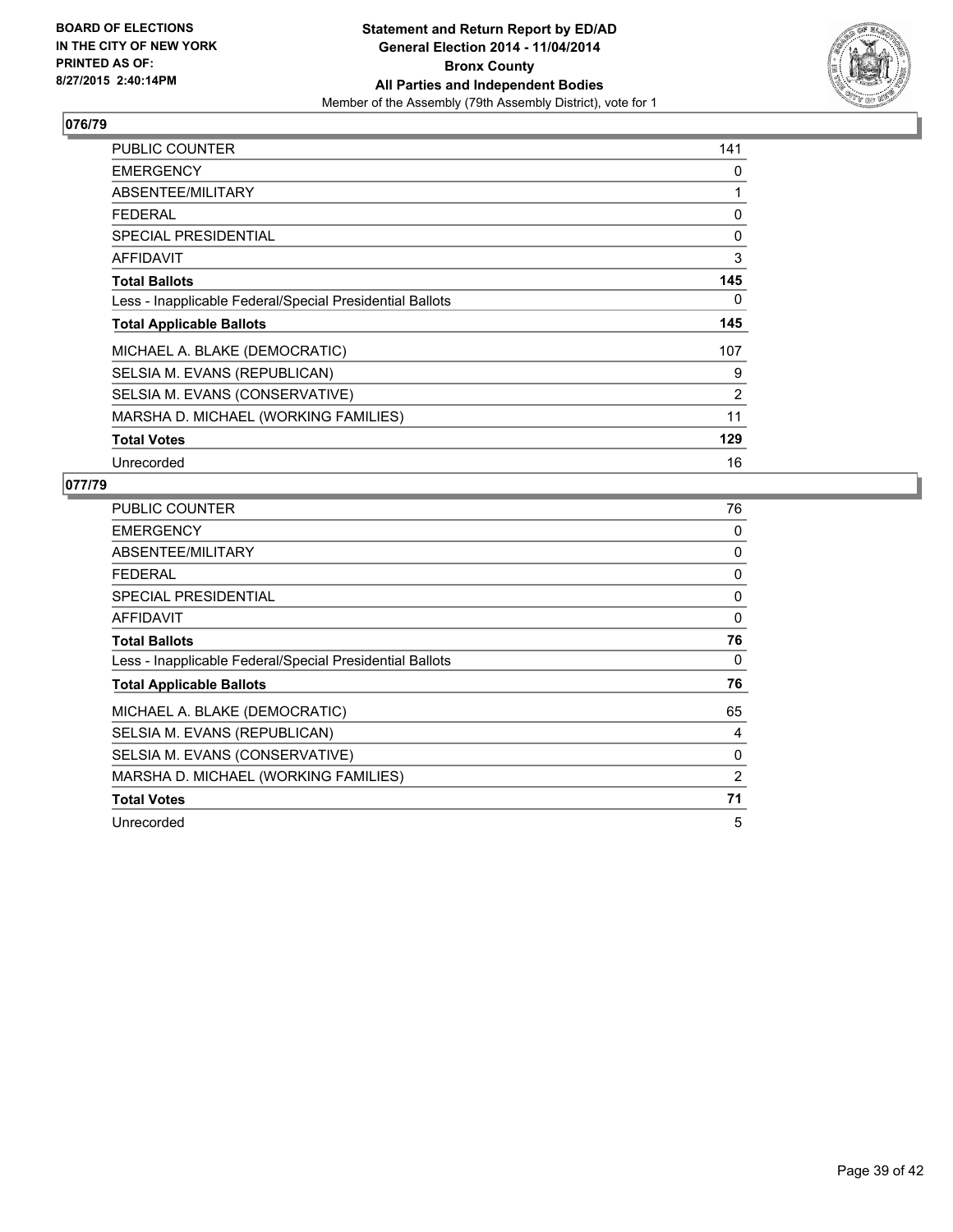**BOARD OF ELECTIONS IN THE CITY OF NEW YORK PRINTED AS OF: 8/27/2015 2:40:14PM**

**Statement and Return Report by ED/AD General Election 2014 - 11/04/2014 Bronx County All Parties and Independent Bodies**

Member of the Assembly (79th Assembly District), vote for 1

## 076/79

| | |
|---|---|
| PUBLIC COUNTER | 141 |
| EMERGENCY | 0 |
| ABSENTEE/MILITARY | 1 |
| FEDERAL | 0 |
| SPECIAL PRESIDENTIAL | 0 |
| AFFIDAVIT | 3 |
| **Total Ballots** | **145** |
| Less - Inapplicable Federal/Special Presidential Ballots | 0 |
| **Total Applicable Ballots** | **145** |
| MICHAEL A. BLAKE (DEMOCRATIC) | 107 |
| SELSIA M. EVANS (REPUBLICAN) | 9 |
| SELSIA M. EVANS (CONSERVATIVE) | 2 |
| MARSHA D. MICHAEL (WORKING FAMILIES) | 11 |
| **Total Votes** | **129** |
| Unrecorded | 16 |

## 077/79

| | |
|---|---|
| PUBLIC COUNTER | 76 |
| EMERGENCY | 0 |
| ABSENTEE/MILITARY | 0 |
| FEDERAL | 0 |
| SPECIAL PRESIDENTIAL | 0 |
| AFFIDAVIT | 0 |
| **Total Ballots** | **76** |
| Less - Inapplicable Federal/Special Presidential Ballots | 0 |
| **Total Applicable Ballots** | **76** |
| MICHAEL A. BLAKE (DEMOCRATIC) | 65 |
| SELSIA M. EVANS (REPUBLICAN) | 4 |
| SELSIA M. EVANS (CONSERVATIVE) | 0 |
| MARSHA D. MICHAEL (WORKING FAMILIES) | 2 |
| **Total Votes** | **71** |
| Unrecorded | 5 |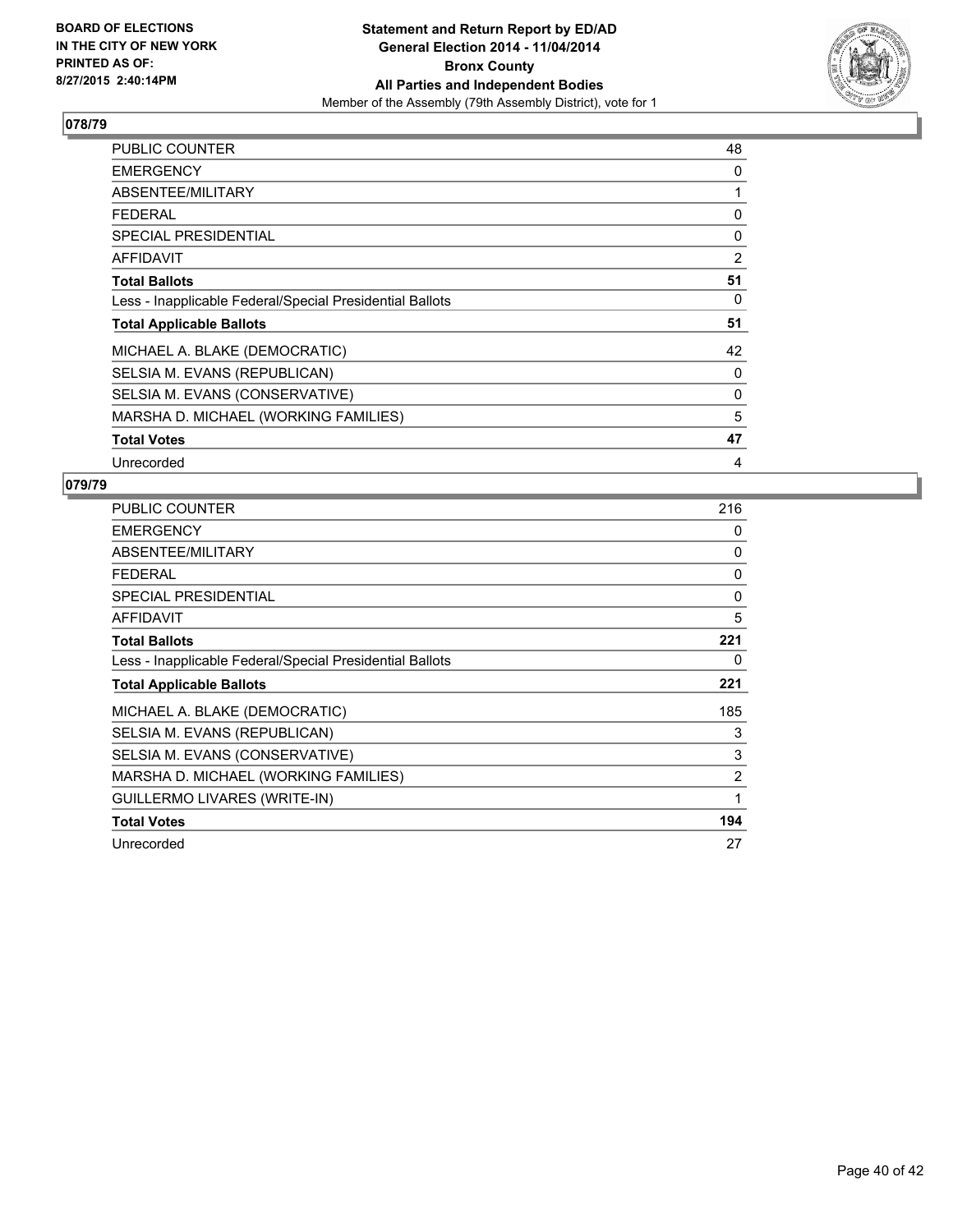BOARD OF ELECTIONS
IN THE CITY OF NEW YORK
PRINTED AS OF:
8/27/2015 2:40:14PM

**Statement and Return Report by ED/AD**
**General Election 2014 - 11/04/2014**
**Bronx County**
**All Parties and Independent Bodies**
Member of the Assembly (79th Assembly District), vote for 1

## 078/79

| | |
|---|---|
| PUBLIC COUNTER | 48 |
| EMERGENCY | 0 |
| ABSENTEE/MILITARY | 1 |
| FEDERAL | 0 |
| SPECIAL PRESIDENTIAL | 0 |
| AFFIDAVIT | 2 |
| **Total Ballots** | **51** |
| Less - Inapplicable Federal/Special Presidential Ballots | 0 |
| **Total Applicable Ballots** | **51** |
| MICHAEL A. BLAKE (DEMOCRATIC) | 42 |
| SELSIA M. EVANS (REPUBLICAN) | 0 |
| SELSIA M. EVANS (CONSERVATIVE) | 0 |
| MARSHA D. MICHAEL (WORKING FAMILIES) | 5 |
| **Total Votes** | **47** |
| Unrecorded | 4 |

## 079/79

| | |
|---|---|
| PUBLIC COUNTER | 216 |
| EMERGENCY | 0 |
| ABSENTEE/MILITARY | 0 |
| FEDERAL | 0 |
| SPECIAL PRESIDENTIAL | 0 |
| AFFIDAVIT | 5 |
| **Total Ballots** | **221** |
| Less - Inapplicable Federal/Special Presidential Ballots | 0 |
| **Total Applicable Ballots** | **221** |
| MICHAEL A. BLAKE (DEMOCRATIC) | 185 |
| SELSIA M. EVANS (REPUBLICAN) | 3 |
| SELSIA M. EVANS (CONSERVATIVE) | 3 |
| MARSHA D. MICHAEL (WORKING FAMILIES) | 2 |
| GUILLERMO LIVARES (WRITE-IN) | 1 |
| **Total Votes** | **194** |
| Unrecorded | 27 |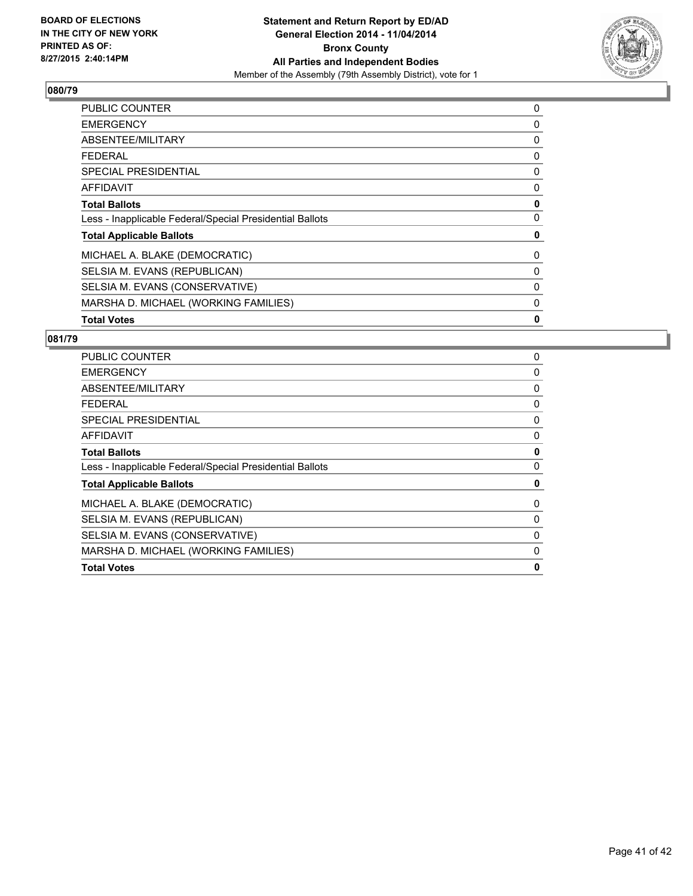## 080/79

| | |
|---|---|
| PUBLIC COUNTER | 0 |
| EMERGENCY | 0 |
| ABSENTEE/MILITARY | 0 |
| FEDERAL | 0 |
| SPECIAL PRESIDENTIAL | 0 |
| AFFIDAVIT | 0 |
| **Total Ballots** | **0** |
| Less - Inapplicable Federal/Special Presidential Ballots | 0 |
| **Total Applicable Ballots** | **0** |
| MICHAEL A. BLAKE (DEMOCRATIC) | 0 |
| SELSIA M. EVANS (REPUBLICAN) | 0 |
| SELSIA M. EVANS (CONSERVATIVE) | 0 |
| MARSHA D. MICHAEL (WORKING FAMILIES) | 0 |
| **Total Votes** | **0** |

## 081/79

| | |
|---|---|
| PUBLIC COUNTER | 0 |
| EMERGENCY | 0 |
| ABSENTEE/MILITARY | 0 |
| FEDERAL | 0 |
| SPECIAL PRESIDENTIAL | 0 |
| AFFIDAVIT | 0 |
| **Total Ballots** | **0** |
| Less - Inapplicable Federal/Special Presidential Ballots | 0 |
| **Total Applicable Ballots** | **0** |
| MICHAEL A. BLAKE (DEMOCRATIC) | 0 |
| SELSIA M. EVANS (REPUBLICAN) | 0 |
| SELSIA M. EVANS (CONSERVATIVE) | 0 |
| MARSHA D. MICHAEL (WORKING FAMILIES) | 0 |
| **Total Votes** | **0** |